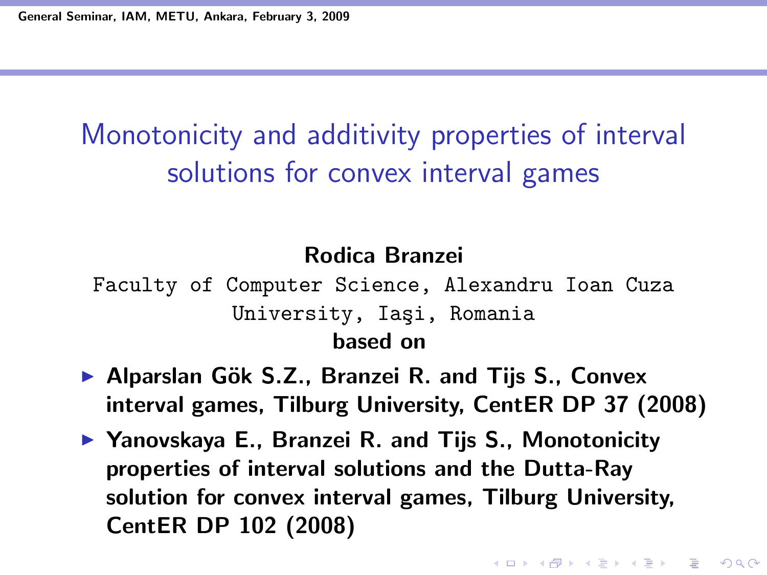# Monotonicity and additivity properties of interval solutions for convex interval games

**Rodica Branzei**

Faculty of Computer Science, Alexandru Ioan Cuza University, Iaşi, Romania

**based on**

- **Alparslan Gök S.Z., Branzei R. and Tijs S., Convex interval games, Tilburg University, CentER DP 37 (2008)**
- **Yanovskaya E., Branzei R. and Tijs S., Monotonicity properties of interval solutions and the Dutta-Ray solution for convex interval games, Tilburg University, CentER DP 102 (2008)**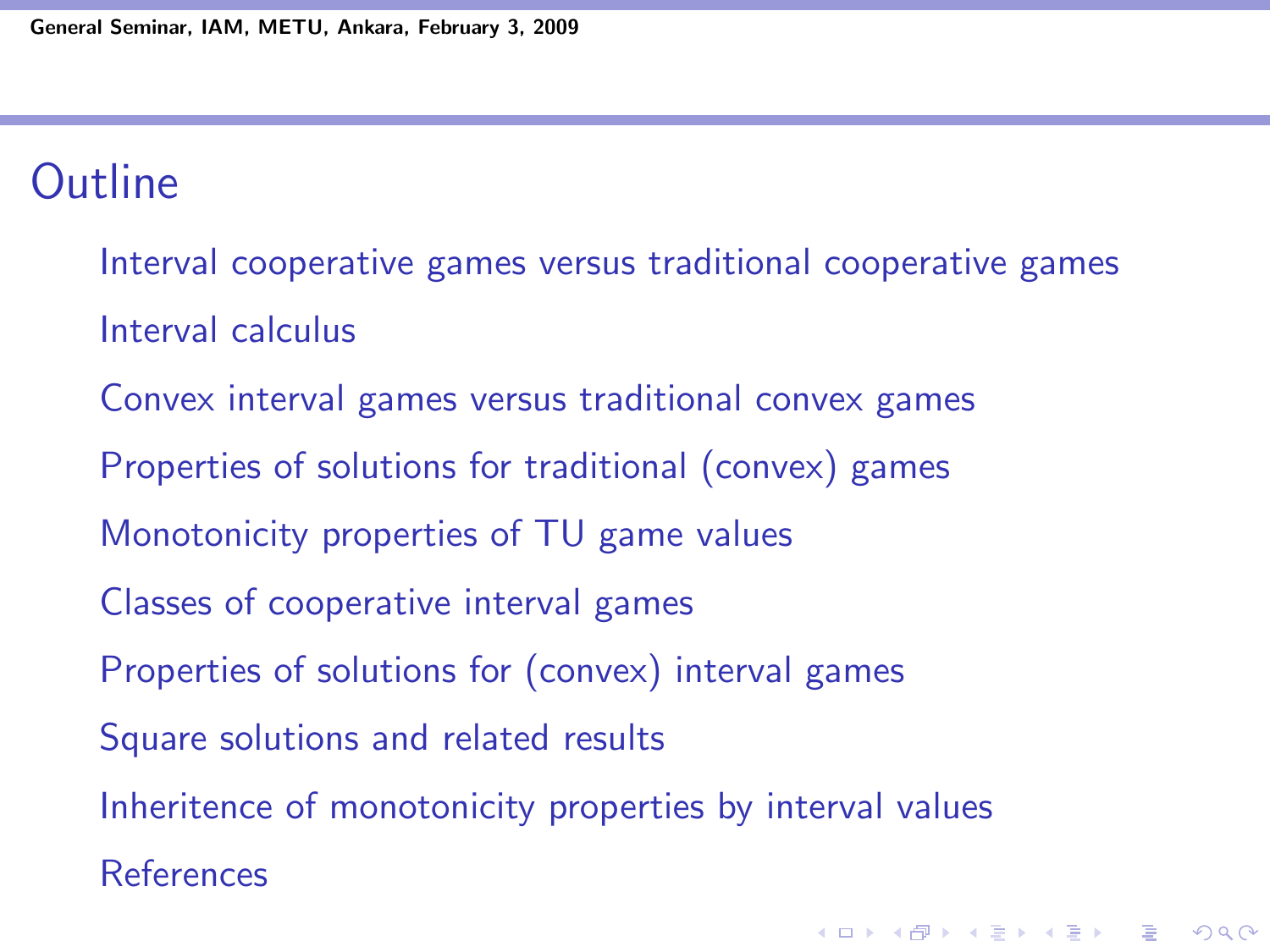# Outline

- Interval cooperative games versus traditional cooperative games
- Interval calculus
- Convex interval games versus traditional convex games
- Properties of solutions for traditional (convex) games
- Monotonicity properties of TU game values
- Classes of cooperative interval games
- Properties of solutions for (convex) interval games
- Square solutions and related results
- Inheritence of monotonicity properties by interval values
- References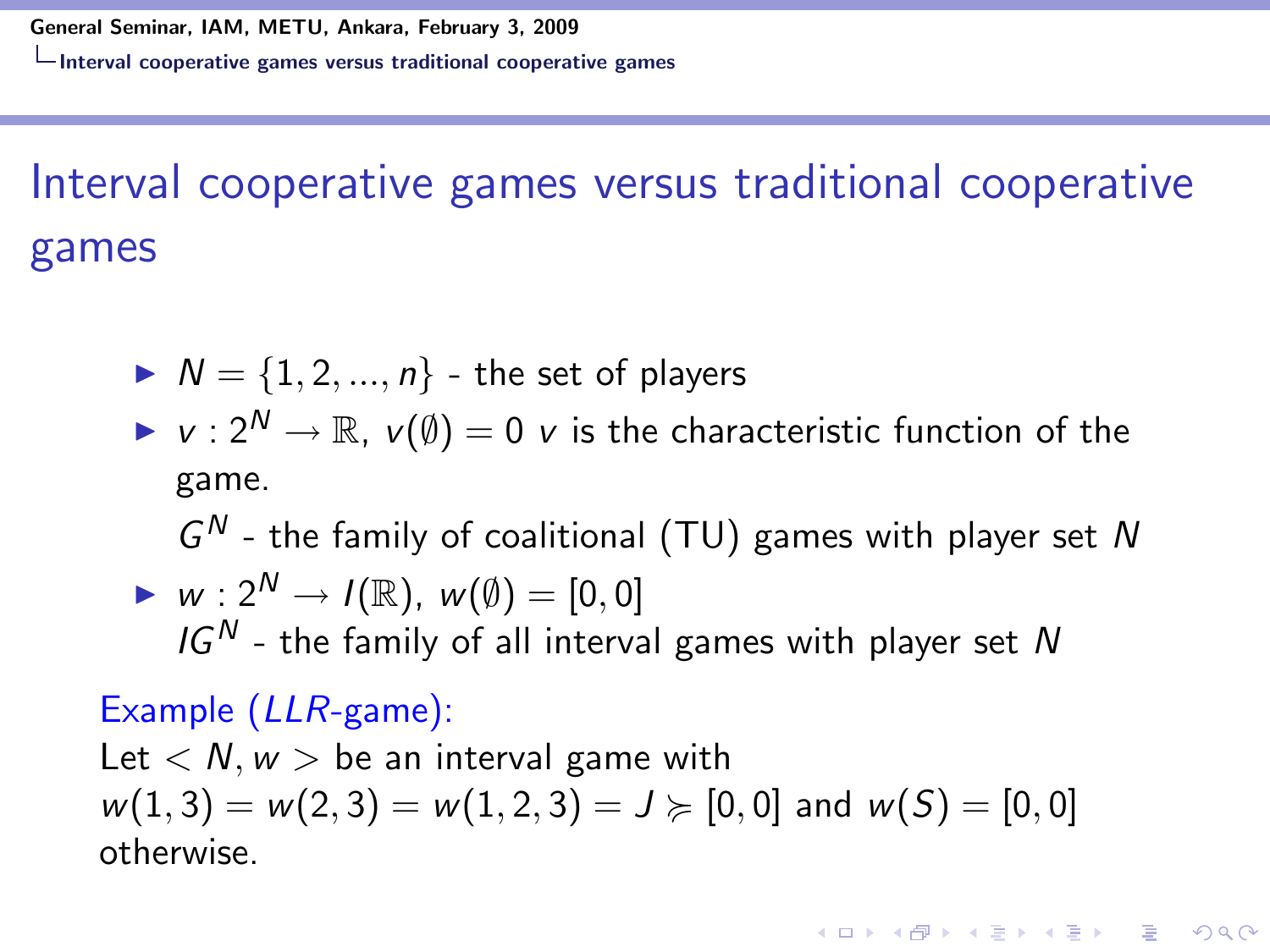# Interval cooperative games versus traditional cooperative games

- $N = \{1, 2, ..., n\}$ - the set of players
- $v : 2^N \rightarrow \mathbb{R}$, $v(\emptyset) = 0$ $v$ is the characteristic function of the game.

  $G^N$ - the family of coalitional (TU) games with player set $N$
- $w : 2^N \rightarrow I(\mathbb{R})$, $w(\emptyset) = [0, 0]$

  $IG^N$ - the family of all interval games with player set $N$

Example ($LLR$-game):
Let $< N, w >$ be an interval game with $w(1, 3) = w(2, 3) = w(1, 2, 3) = J \succcurlyeq [0, 0]$ and $w(S) = [0, 0]$ otherwise.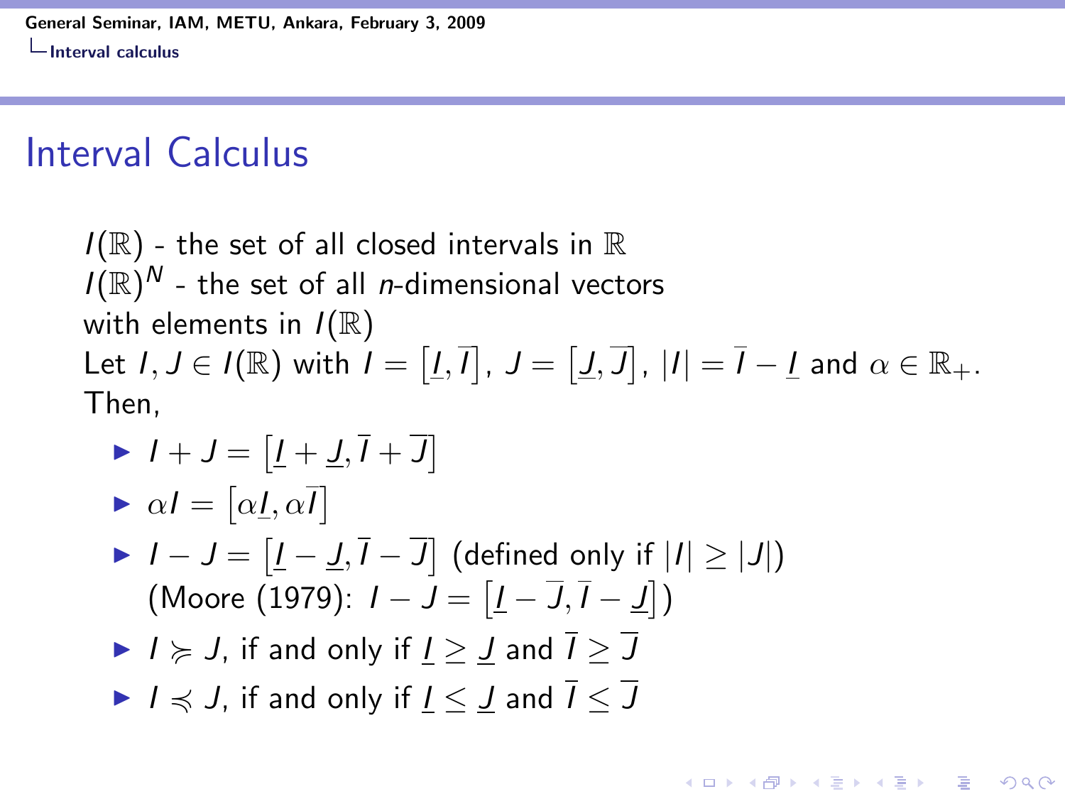# Interval Calculus

$I(\mathbb{R})$ - the set of all closed intervals in $\mathbb{R}$
$I(\mathbb{R})^N$ - the set of all $n$-dimensional vectors with elements in $I(\mathbb{R})$
Let $I, J \in I(\mathbb{R})$ with $I = \left[\underline{I}, \overline{I}\right]$, $J = \left[\underline{J}, \overline{J}\right]$, $|I| = \overline{I} - \underline{I}$ and $\alpha \in \mathbb{R}_+$.
Then,

- $I + J = \left[\underline{I} + \underline{J}, \overline{I} + \overline{J}\right]$
- $\alpha I = \left[\alpha \underline{I}, \alpha \overline{I}\right]$
- $I - J = \left[\underline{I} - \underline{J}, \overline{I} - \overline{J}\right]$ (defined only if $|I| \geq |J|$)
  (Moore (1979): $I - J = \left[\underline{I} - \overline{J}, \overline{I} - \underline{J}\right]$)
- $I \succcurlyeq J$, if and only if $\underline{I} \geq \underline{J}$ and $\overline{I} \geq \overline{J}$
- $I \preccurlyeq J$, if and only if $\underline{I} \leq \underline{J}$ and $\overline{I} \leq \overline{J}$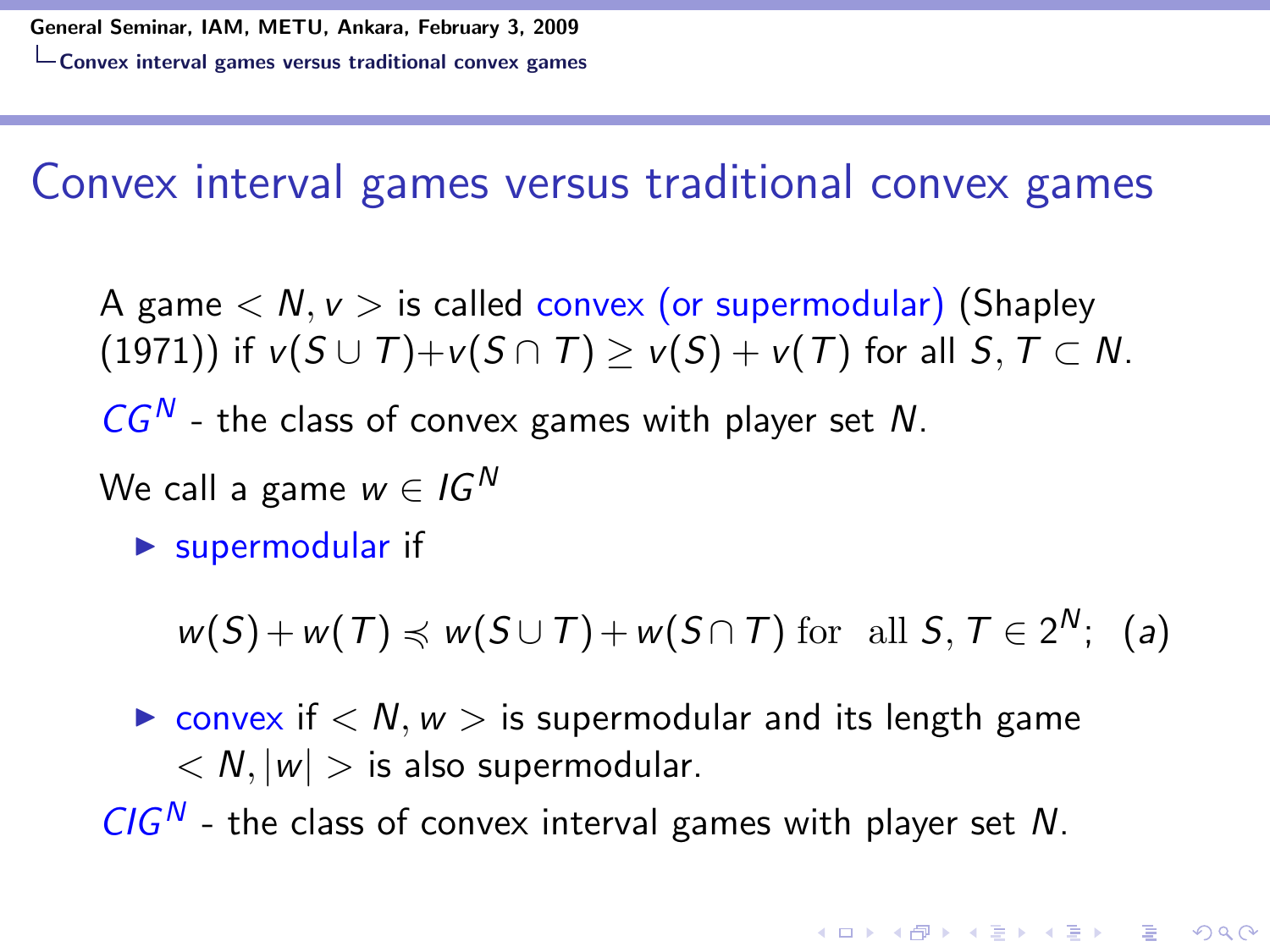## Convex interval games versus traditional convex games

A game $< N, v >$ is called convex (or supermodular) (Shapley (1971)) if $v(S \cup T) + v(S \cap T) \geq v(S) + v(T)$ for all $S, T \subset N$.

$CG^N$ - the class of convex games with player set $N$.

We call a game $w \in IG^N$

- supermodular if

$$w(S) + w(T) \preccurlyeq w(S \cup T) + w(S \cap T) \text{ for all } S, T \in 2^N; \quad (a)$$

- convex if $< N, w >$ is supermodular and its length game $< N, |w| >$ is also supermodular.

$CIG^N$ - the class of convex interval games with player set $N$.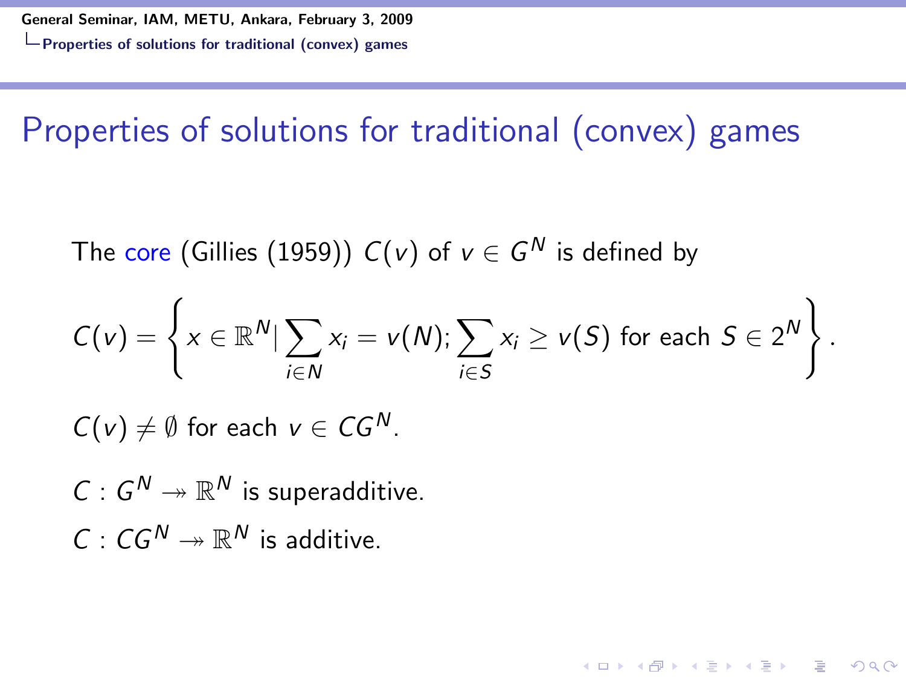# Properties of solutions for traditional (convex) games

The core (Gillies (1959)) $C(v)$ of $v \in G^N$ is defined by

$$C(v) = \left\{ x \in \mathbb{R}^N | \sum_{i \in N} x_i = v(N); \sum_{i \in S} x_i \geq v(S) \text{ for each } S \in 2^N \right\}.$$

$C(v) \neq \emptyset$ for each $v \in CG^N$.

$C : G^N \twoheadrightarrow \mathbb{R}^N$ is superadditive.

$C : CG^N \twoheadrightarrow \mathbb{R}^N$ is additive.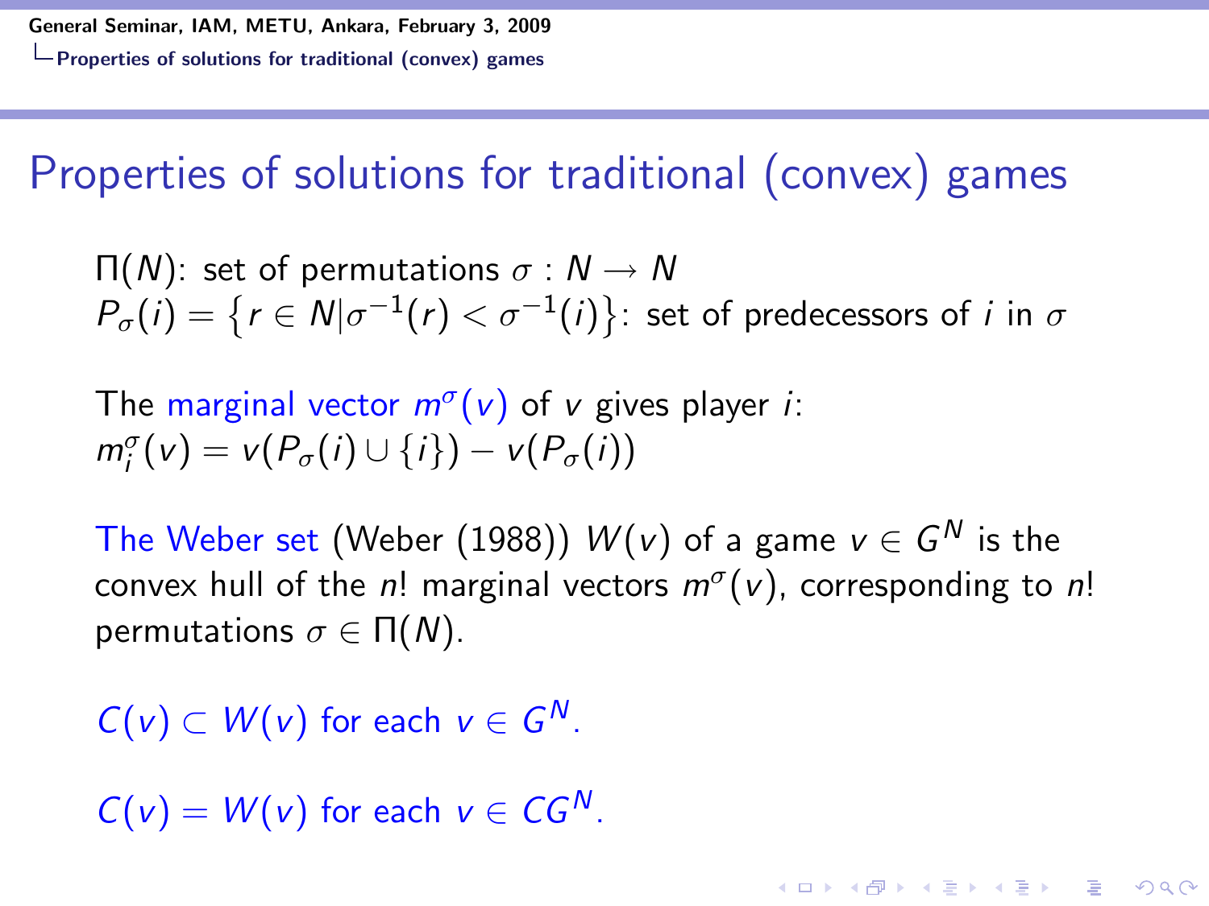# Properties of solutions for traditional (convex) games

$\Pi(N)$: set of permutations $\sigma : N \rightarrow N$
$P_\sigma(i) = \{r \in N | \sigma^{-1}(r) < \sigma^{-1}(i)\}$: set of predecessors of $i$ in $\sigma$

The marginal vector $m^\sigma(v)$ of $v$ gives player $i$:
$m_i^\sigma(v) = v(P_\sigma(i) \cup \{i\}) - v(P_\sigma(i))$

The Weber set (Weber (1988)) $W(v)$ of a game $v \in G^N$ is the convex hull of the $n!$ marginal vectors $m^\sigma(v)$, corresponding to $n!$ permutations $\sigma \in \Pi(N)$.

$C(v) \subset W(v)$ for each $v \in G^N$.

$C(v) = W(v)$ for each $v \in CG^N$.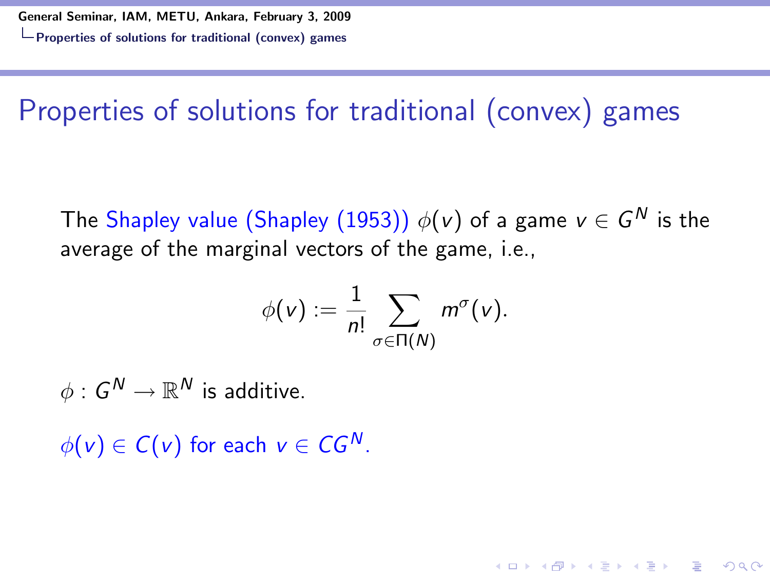# Properties of solutions for traditional (convex) games

The Shapley value (Shapley (1953)) $\phi(v)$ of a game $v \in G^N$ is the average of the marginal vectors of the game, i.e.,

$$\phi(v) := \frac{1}{n!} \sum_{\sigma \in \Pi(N)} m^{\sigma}(v).$$

$\phi : G^N \rightarrow \mathbb{R}^N$ is additive.

$\phi(v) \in C(v)$ for each $v \in CG^N$.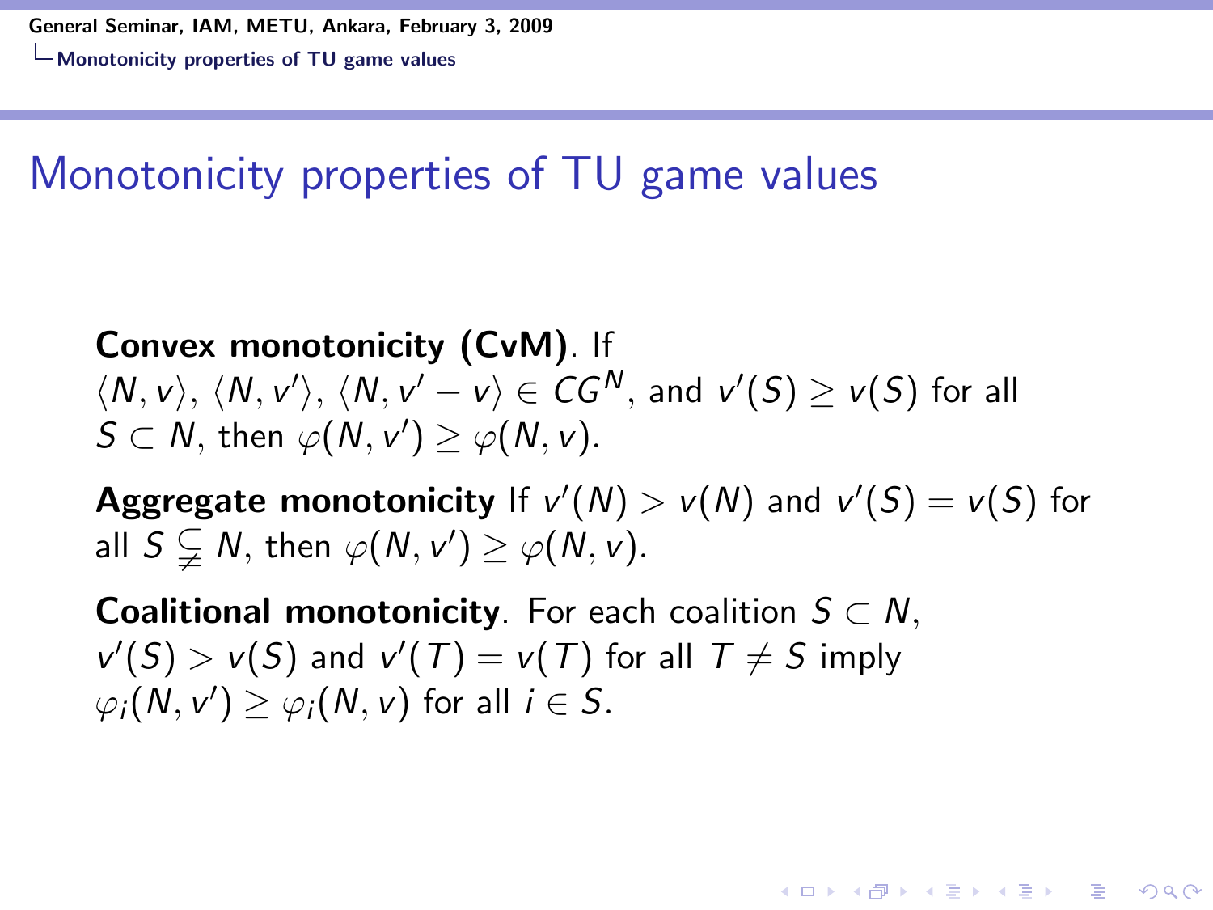# Monotonicity properties of TU game values

**Convex monotonicity (CvM)**. If $\langle N, v\rangle$, $\langle N, v'\rangle$, $\langle N, v' - v\rangle \in CG^N$, and $v'(S) \geq v(S)$ for all $S \subset N$, then $\varphi(N, v') \geq \varphi(N, v)$.

**Aggregate monotonicity** If $v'(N) > v(N)$ and $v'(S) = v(S)$ for all $S \subsetneq N$, then $\varphi(N, v') \geq \varphi(N, v)$.

**Coalitional monotonicity**. For each coalition $S \subset N$, $v'(S) > v(S)$ and $v'(T) = v(T)$ for all $T \neq S$ imply $\varphi_i(N, v') \geq \varphi_i(N, v)$ for all $i \in S$.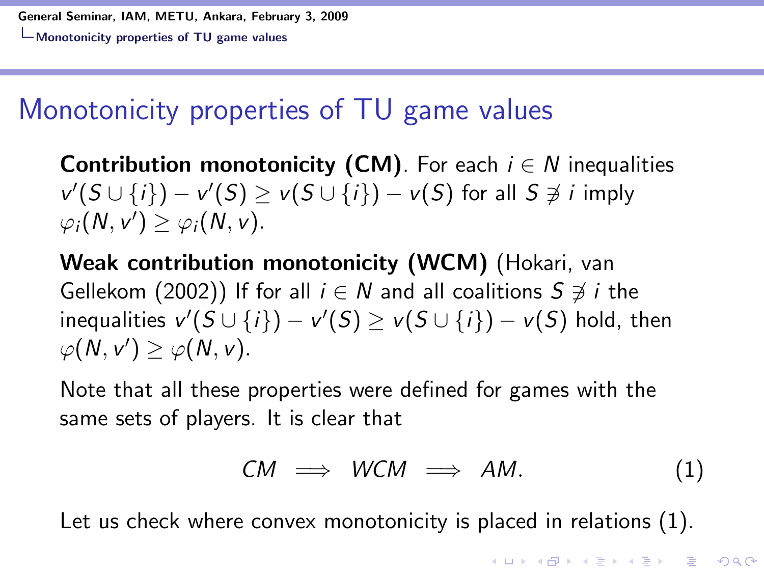# Monotonicity properties of TU game values

**Contribution monotonicity (CM)**. For each $i \in N$ inequalities $v'(S \cup \{i\}) - v'(S) \geq v(S \cup \{i\}) - v(S)$ for all $S \not\ni i$ imply $\varphi_i(N, v') \geq \varphi_i(N, v)$.

**Weak contribution monotonicity (WCM)** (Hokari, van Gellekom (2002)) If for all $i \in N$ and all coalitions $S \not\ni i$ the inequalities $v'(S \cup \{i\}) - v'(S) \geq v(S \cup \{i\}) - v(S)$ hold, then $\varphi(N, v') \geq \varphi(N, v)$.

Note that all these properties were defined for games with the same sets of players. It is clear that

$$CM \implies WCM \implies AM. \tag{1}$$

Let us check where convex monotonicity is placed in relations (1).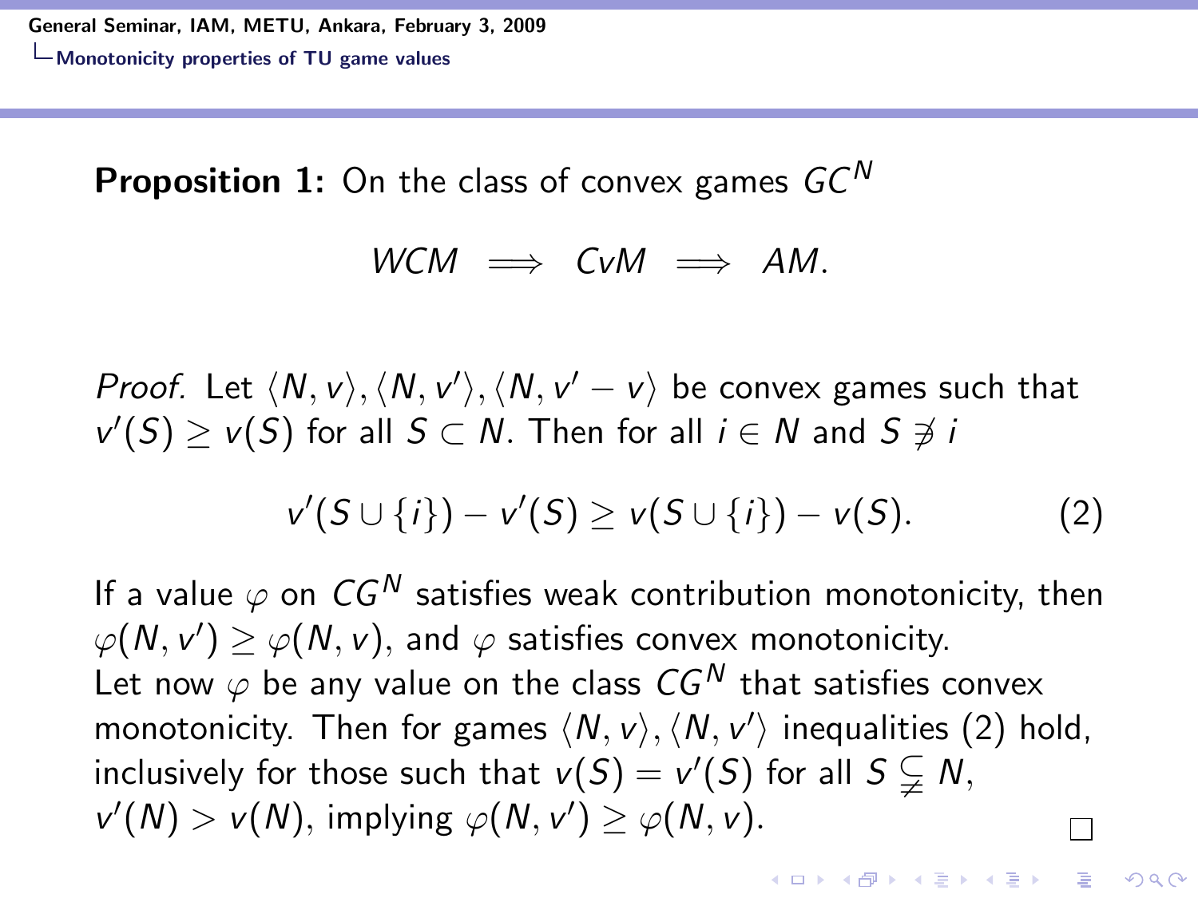**Proposition 1:** On the class of convex games $GC^N$

$$WCM \implies CvM \implies AM.$$

*Proof.* Let $\langle N, v\rangle, \langle N, v'\rangle, \langle N, v' - v\rangle$ be convex games such that $v'(S) \geq v(S)$ for all $S \subset N$. Then for all $i \in N$ and $S \not\ni i$

$$v'(S \cup \{i\}) - v'(S) \geq v(S \cup \{i\}) - v(S). \tag{2}$$

If a value $\varphi$ on $CG^N$ satisfies weak contribution monotonicity, then $\varphi(N, v') \geq \varphi(N, v)$, and $\varphi$ satisfies convex monotonicity.
Let now $\varphi$ be any value on the class $CG^N$ that satisfies convex monotonicity. Then for games $\langle N, v\rangle, \langle N, v'\rangle$ inequalities (2) hold, inclusively for those such that $v(S) = v'(S)$ for all $S \subsetneqq N$, $v'(N) > v(N)$, implying $\varphi(N, v') \geq \varphi(N, v)$. □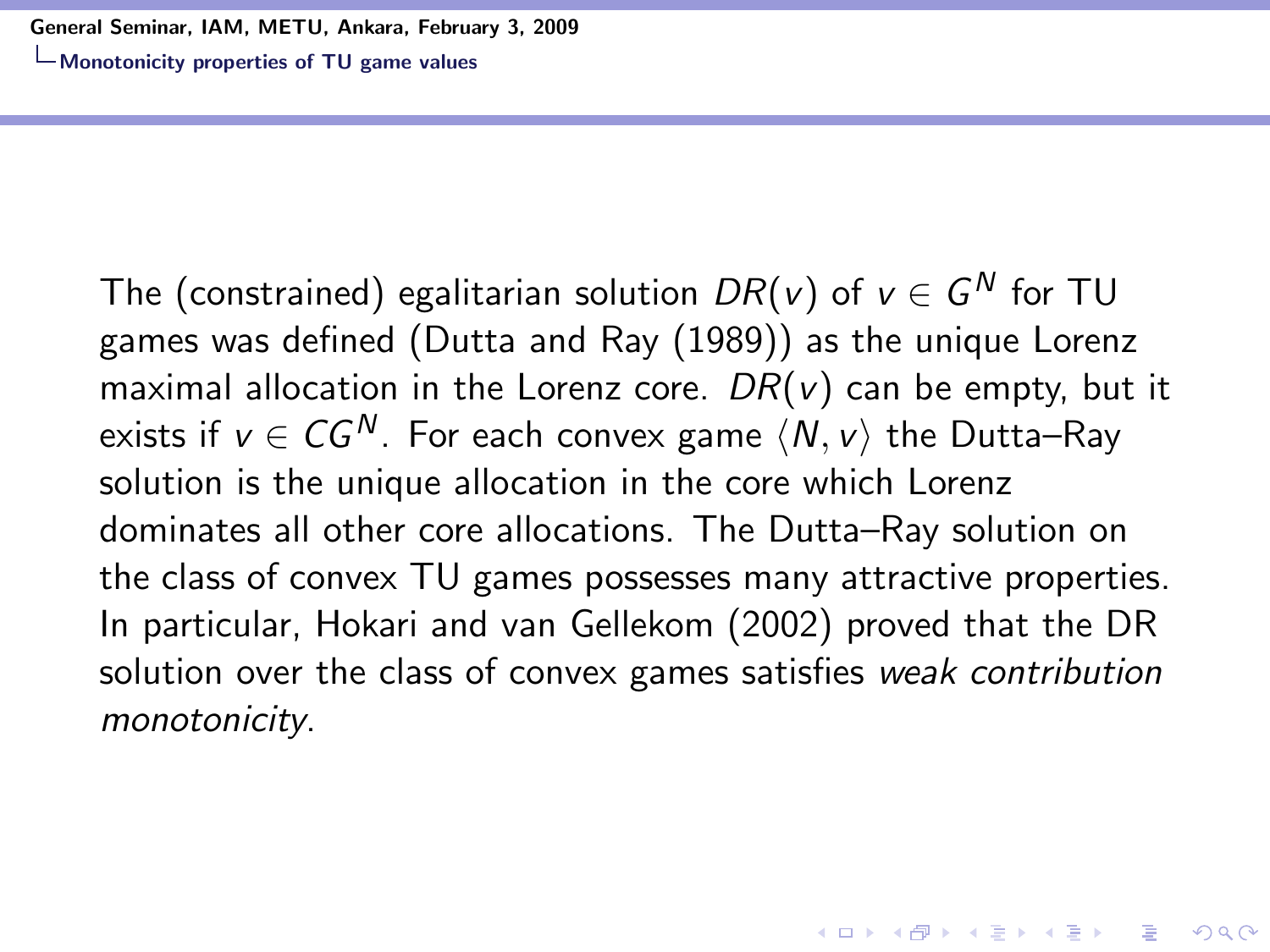The (constrained) egalitarian solution $DR(v)$ of $v \in G^N$ for TU games was defined (Dutta and Ray (1989)) as the unique Lorenz maximal allocation in the Lorenz core. $DR(v)$ can be empty, but it exists if $v \in CG^N$. For each convex game $\langle N, v \rangle$ the Dutta–Ray solution is the unique allocation in the core which Lorenz dominates all other core allocations. The Dutta–Ray solution on the class of convex TU games possesses many attractive properties. In particular, Hokari and van Gellekom (2002) proved that the DR solution over the class of convex games satisfies *weak contribution monotonicity*.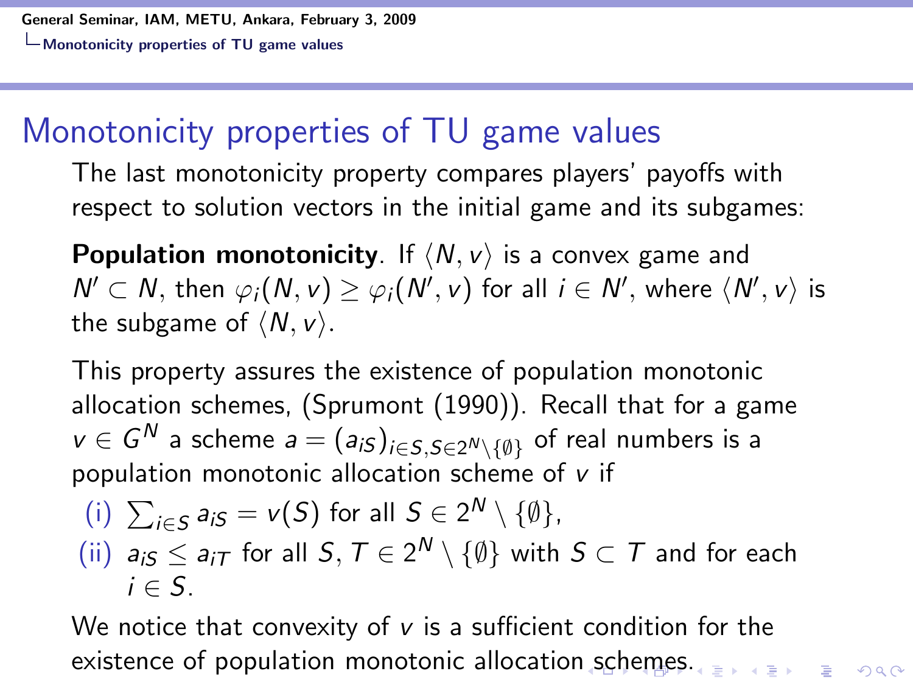# Monotonicity properties of TU game values

The last monotonicity property compares players' payoffs with respect to solution vectors in the initial game and its subgames:

**Population monotonicity**. If $\langle N, v\rangle$ is a convex game and $N' \subset N$, then $\varphi_i(N, v) \geq \varphi_i(N', v)$ for all $i \in N'$, where $\langle N', v\rangle$ is the subgame of $\langle N, v\rangle$.

This property assures the existence of population monotonic allocation schemes, (Sprumont (1990)). Recall that for a game $v \in G^N$ a scheme $a = (a_{iS})_{i\in S, S\in 2^N\setminus\{\emptyset\}}$ of real numbers is a population monotonic allocation scheme of $v$ if

(i) $\sum_{i\in S} a_{iS} = v(S)$ for all $S \in 2^N \setminus \{\emptyset\}$,

(ii) $a_{iS} \leq a_{iT}$ for all $S, T \in 2^N \setminus \{\emptyset\}$ with $S \subset T$ and for each $i \in S$.

We notice that convexity of $v$ is a sufficient condition for the existence of population monotonic allocation schemes.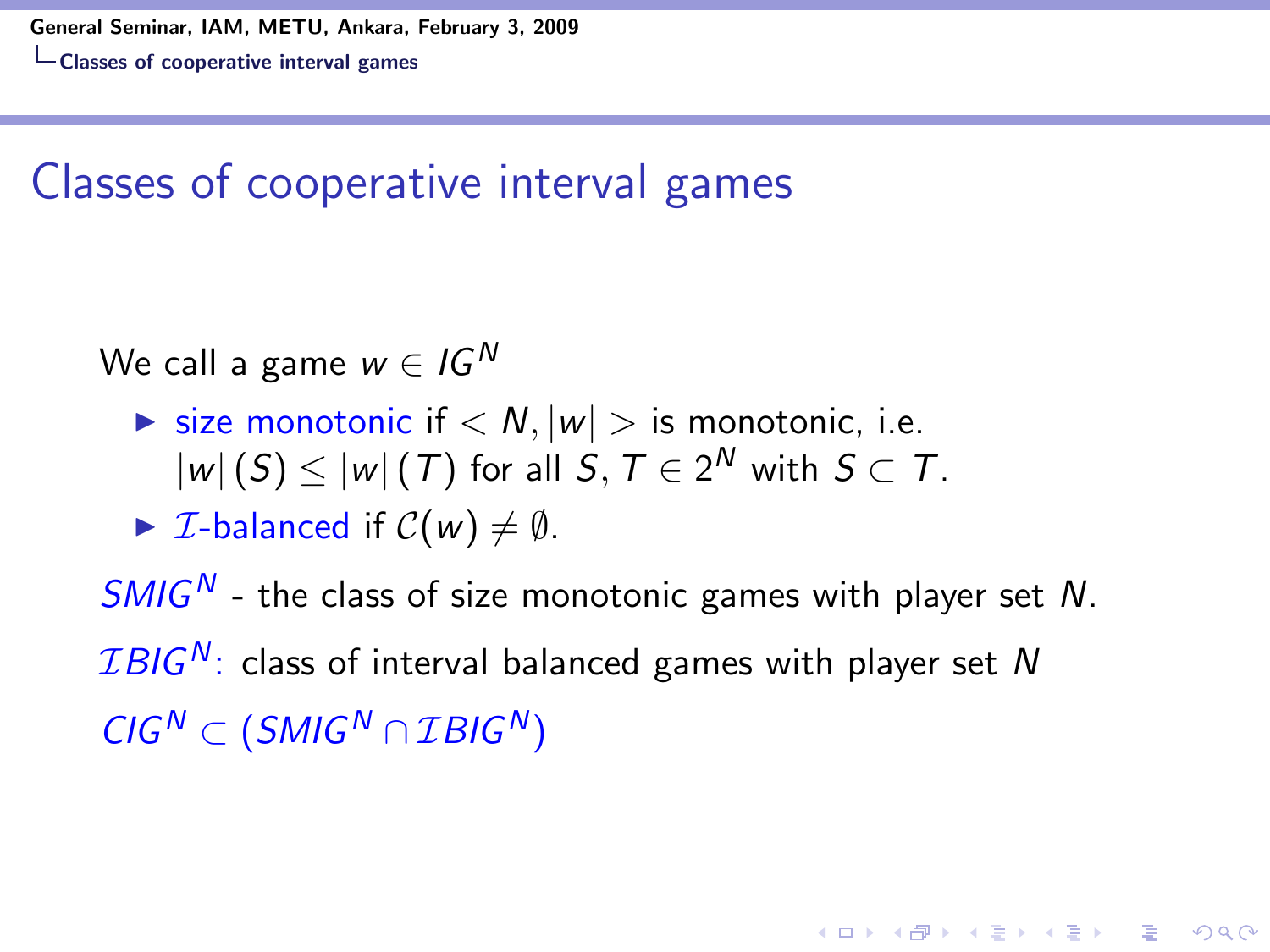# Classes of cooperative interval games

We call a game $w \in IG^N$

- size monotonic if $< N, |w| >$ is monotonic, i.e. $|w|(S) \leq |w|(T)$ for all $S, T \in 2^N$ with $S \subset T$.
- $\mathcal{I}$-balanced if $\mathcal{C}(w) \neq \emptyset$.

$SMIG^N$ - the class of size monotonic games with player set $N$.

$\mathcal{I}BIG^N$: class of interval balanced games with player set $N$

$CIG^N \subset (SMIG^N \cap \mathcal{I}BIG^N)$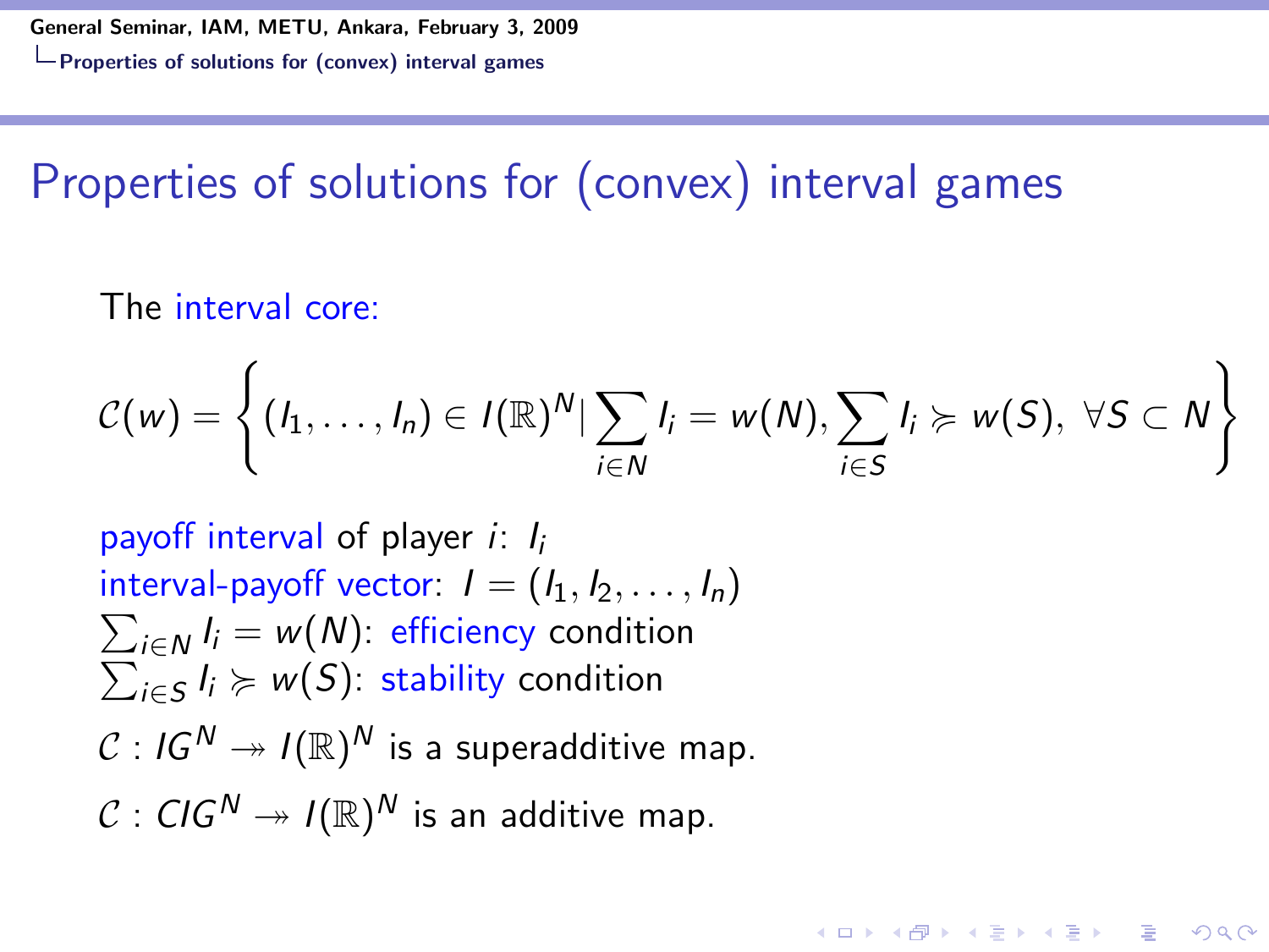# Properties of solutions for (convex) interval games

The interval core:

$$\mathcal{C}(w) = \left\{ (I_1, \ldots, I_n) \in I(\mathbb{R})^N | \sum_{i \in N} I_i = w(N), \sum_{i \in S} I_i \succcurlyeq w(S), \ \forall S \subset N \right\}$$

payoff interval of player $i$: $I_i$

interval-payoff vector: $I = (I_1, I_2, \ldots, I_n)$

$\sum_{i \in N} I_i = w(N)$: efficiency condition

$\sum_{i \in S} I_i \succcurlyeq w(S)$: stability condition

$\mathcal{C} : IG^N \twoheadrightarrow I(\mathbb{R})^N$ is a superadditive map.

$\mathcal{C} : CIG^N \twoheadrightarrow I(\mathbb{R})^N$ is an additive map.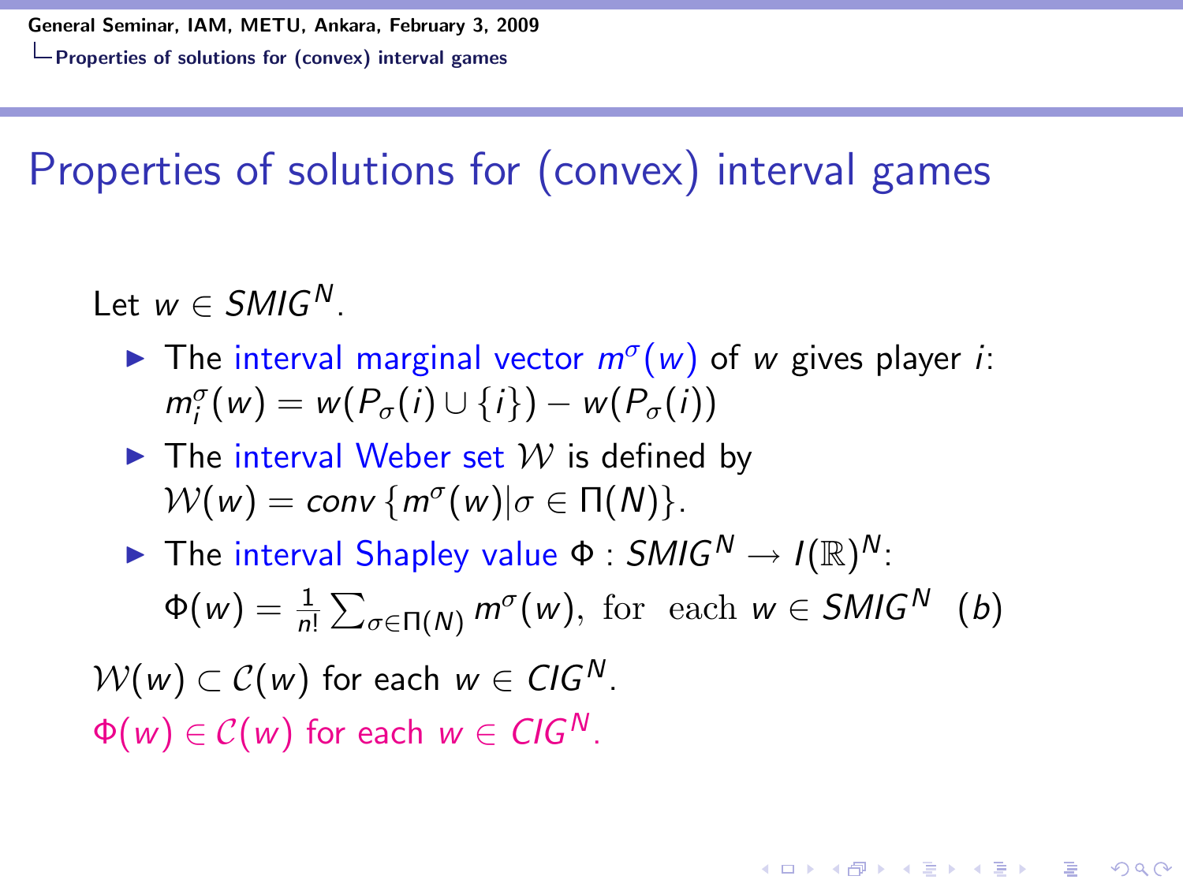# Properties of solutions for (convex) interval games

Let $w \in SMIG^N$.

- The interval marginal vector $m^\sigma(w)$ of $w$ gives player $i$: $m_i^\sigma(w) = w(P_\sigma(i) \cup \{i\}) - w(P_\sigma(i))$
- The interval Weber set $\mathcal{W}$ is defined by $\mathcal{W}(w) = conv\,\{m^\sigma(w) | \sigma \in \Pi(N)\}$.
- The interval Shapley value $\Phi : SMIG^N \rightarrow I(\mathbb{R})^N$:
  $\Phi(w) = \frac{1}{n!} \sum_{\sigma \in \Pi(N)} m^\sigma(w), \text{ for each } w \in SMIG^N \quad (b)$

$\mathcal{W}(w) \subset \mathcal{C}(w)$ for each $w \in CIG^N$.

$\Phi(w) \in \mathcal{C}(w)$ for each $w \in CIG^N$.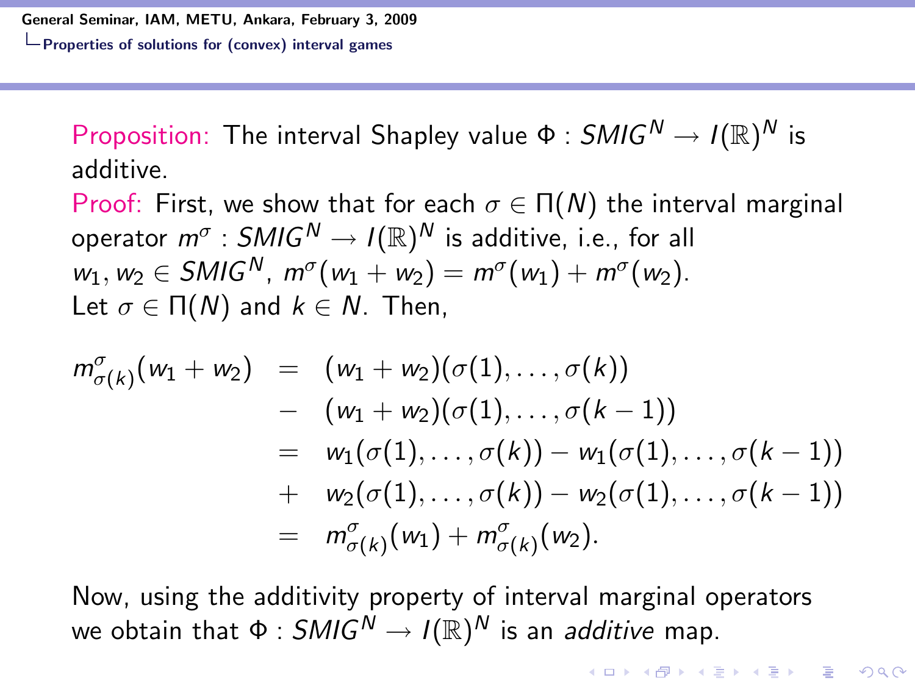**Proposition:** The interval Shapley value $\Phi : SMIG^N \rightarrow I(\mathbb{R})^N$ is additive.

**Proof:** First, we show that for each $\sigma \in \Pi(N)$ the interval marginal operator $m^\sigma : SMIG^N \rightarrow I(\mathbb{R})^N$ is additive, i.e., for all $w_1, w_2 \in SMIG^N$, $m^\sigma(w_1 + w_2) = m^\sigma(w_1) + m^\sigma(w_2)$.

Let $\sigma \in \Pi(N)$ and $k \in N$. Then,

$$
\begin{aligned}
m^\sigma_{\sigma(k)}(w_1 + w_2) &= (w_1 + w_2)(\sigma(1), \ldots, \sigma(k)) \\
&- (w_1 + w_2)(\sigma(1), \ldots, \sigma(k-1)) \\
&= w_1(\sigma(1), \ldots, \sigma(k)) - w_1(\sigma(1), \ldots, \sigma(k-1)) \\
&+ w_2(\sigma(1), \ldots, \sigma(k)) - w_2(\sigma(1), \ldots, \sigma(k-1)) \\
&= m^\sigma_{\sigma(k)}(w_1) + m^\sigma_{\sigma(k)}(w_2).
\end{aligned}
$$

Now, using the additivity property of interval marginal operators we obtain that $\Phi : SMIG^N \rightarrow I(\mathbb{R})^N$ is an *additive* map.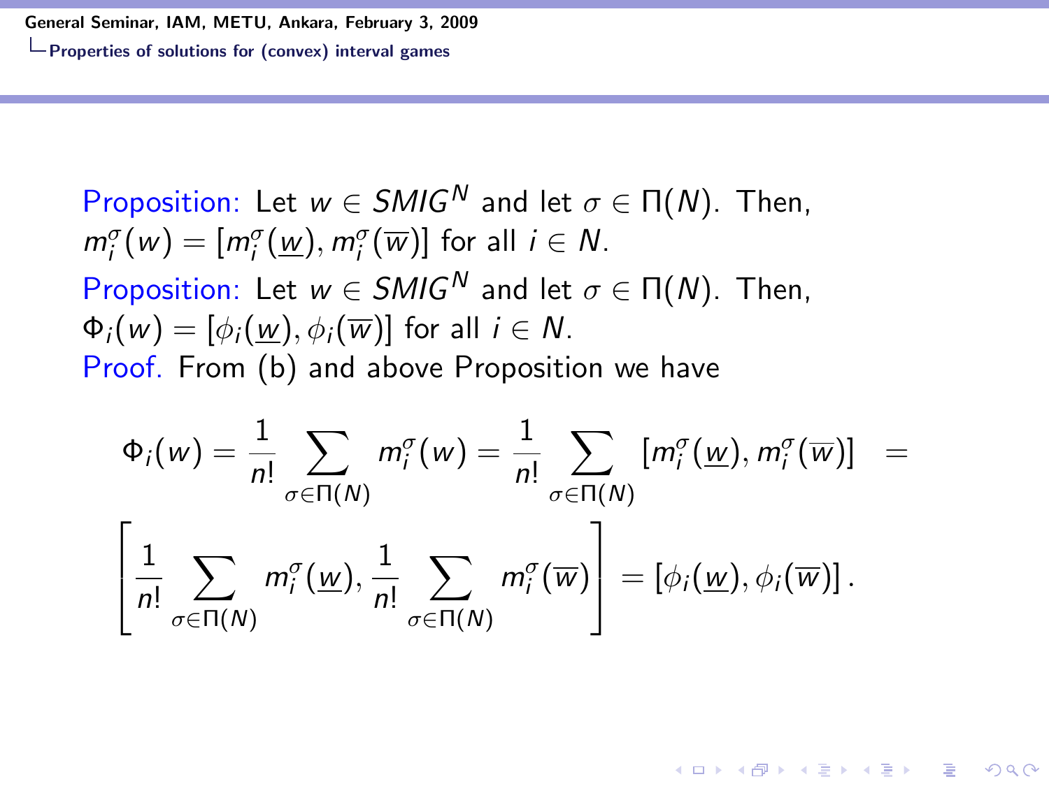Proposition: Let $w \in SMIG^N$ and let $\sigma \in \Pi(N)$. Then, $m_i^\sigma(w) = [m_i^\sigma(\underline{w}), m_i^\sigma(\overline{w})]$ for all $i \in N$.

Proposition: Let $w \in SMIG^N$ and let $\sigma \in \Pi(N)$. Then, $\Phi_i(w) = [\phi_i(\underline{w}), \phi_i(\overline{w})]$ for all $i \in N$.

Proof. From (b) and above Proposition we have

$$\Phi_i(w) = \frac{1}{n!} \sum_{\sigma \in \Pi(N)} m_i^\sigma(w) = \frac{1}{n!} \sum_{\sigma \in \Pi(N)} [m_i^\sigma(\underline{w}), m_i^\sigma(\overline{w})] =$$

$$\left[ \frac{1}{n!} \sum_{\sigma \in \Pi(N)} m_i^\sigma(\underline{w}), \frac{1}{n!} \sum_{\sigma \in \Pi(N)} m_i^\sigma(\overline{w}) \right] = [\phi_i(\underline{w}), \phi_i(\overline{w})].$$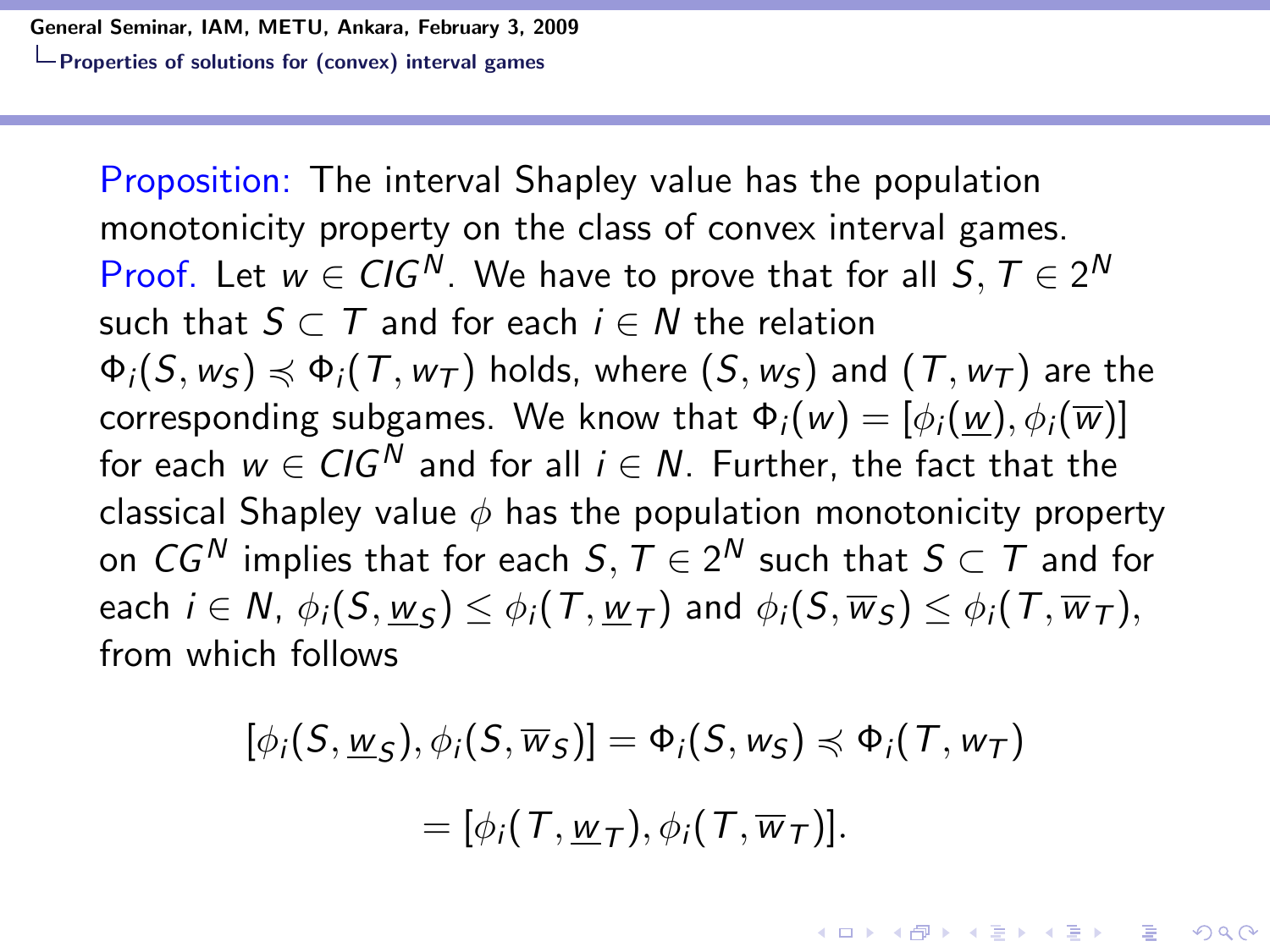**Proposition:** The interval Shapley value has the population monotonicity property on the class of convex interval games.

**Proof.** Let $w \in CIG^N$. We have to prove that for all $S, T \in 2^N$ such that $S \subset T$ and for each $i \in N$ the relation $\Phi_i(S, w_S) \preccurlyeq \Phi_i(T, w_T)$ holds, where $(S, w_S)$ and $(T, w_T)$ are the corresponding subgames. We know that $\Phi_i(w) = [\phi_i(\underline{w}), \phi_i(\overline{w})]$ for each $w \in CIG^N$ and for all $i \in N$. Further, the fact that the classical Shapley value $\phi$ has the population monotonicity property on $CG^N$ implies that for each $S, T \in 2^N$ such that $S \subset T$ and for each $i \in N$, $\phi_i(S, \underline{w}_S) \leq \phi_i(T, \underline{w}_T)$ and $\phi_i(S, \overline{w}_S) \leq \phi_i(T, \overline{w}_T)$, from which follows

$$[\phi_i(S, \underline{w}_S), \phi_i(S, \overline{w}_S)] = \Phi_i(S, w_S) \preccurlyeq \Phi_i(T, w_T)$$

$$= [\phi_i(T, \underline{w}_T), \phi_i(T, \overline{w}_T)].$$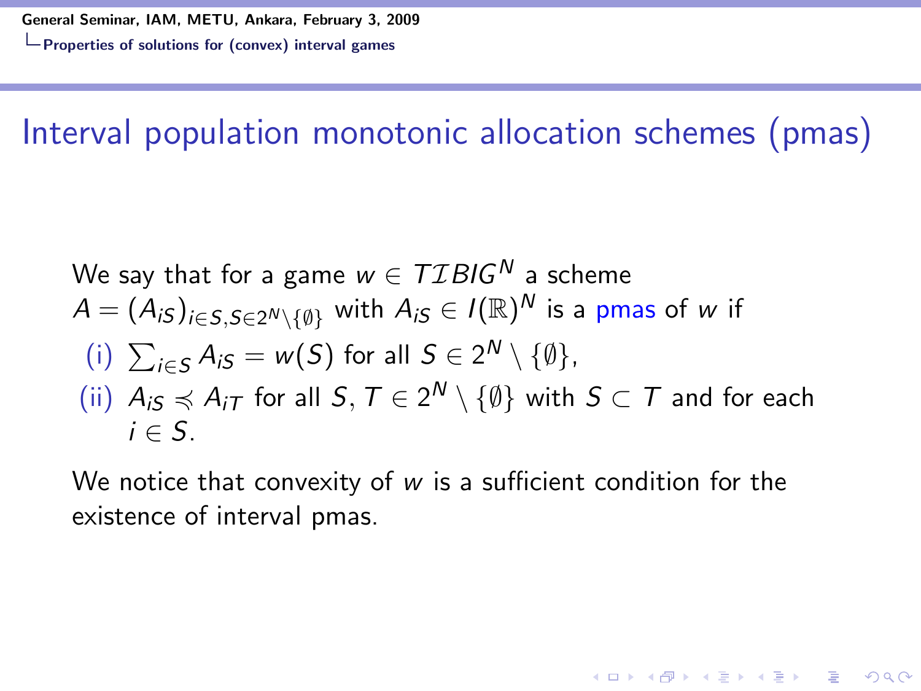# Interval population monotonic allocation schemes (pmas)

We say that for a game $w \in T\mathcal{I}BIG^N$ a scheme $A = (A_{iS})_{i \in S, S \in 2^N \setminus \{\emptyset\}}$ with $A_{iS} \in I(\mathbb{R})^N$ is a pmas of $w$ if

(i) $\sum_{i \in S} A_{iS} = w(S)$ for all $S \in 2^N \setminus \{\emptyset\}$,

(ii) $A_{iS} \preccurlyeq A_{iT}$ for all $S, T \in 2^N \setminus \{\emptyset\}$ with $S \subset T$ and for each $i \in S$.

We notice that convexity of $w$ is a sufficient condition for the existence of interval pmas.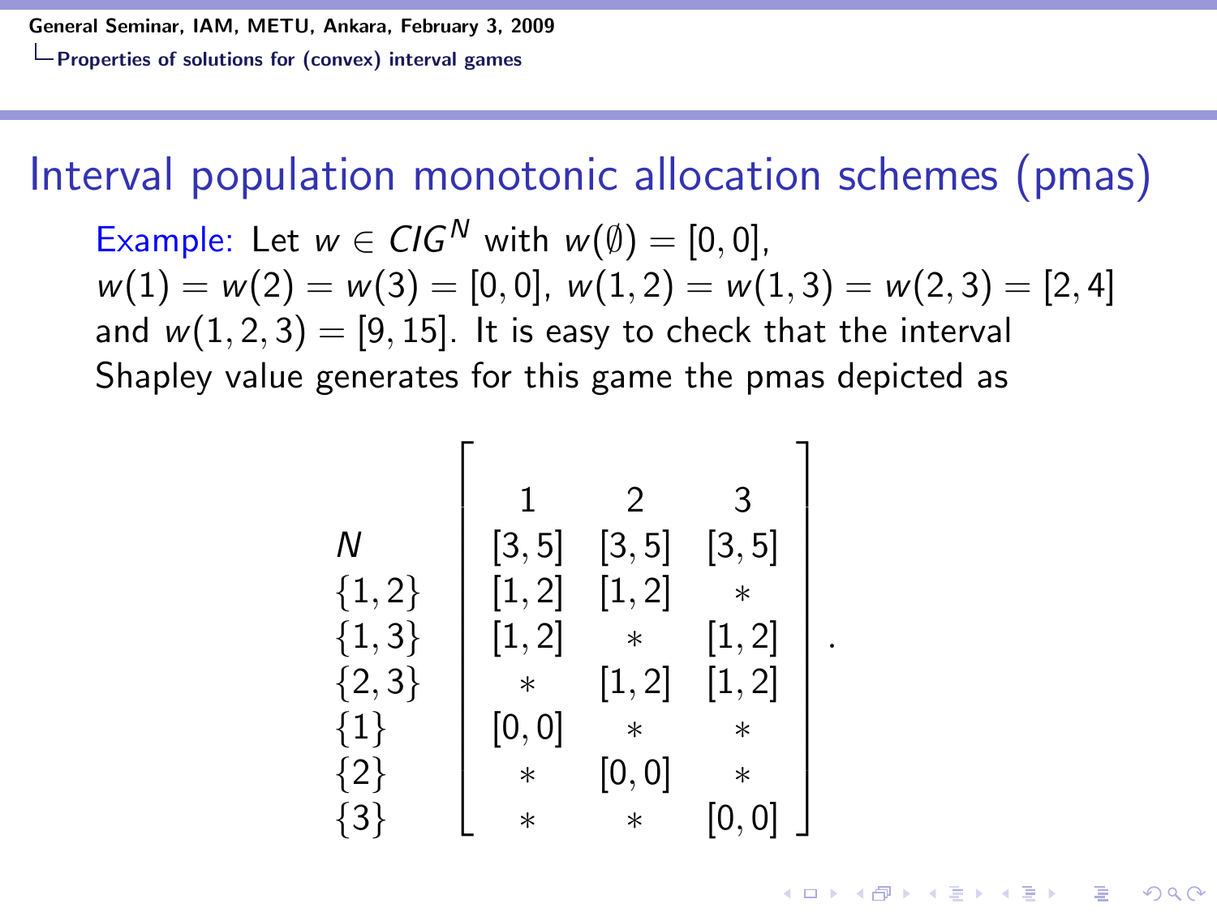## Interval population monotonic allocation schemes (pmas)

Example: Let $w \in CIG^N$ with $w(\emptyset) = [0, 0]$, $w(1) = w(2) = w(3) = [0, 0]$, $w(1, 2) = w(1, 3) = w(2, 3) = [2, 4]$ and $w(1, 2, 3) = [9, 15]$. It is easy to check that the interval Shapley value generates for this game the pmas depicted as

$$
\begin{array}{c}
\\
N \\
\{1,2\} \\
\{1,3\} \\
\{2,3\} \\
\{1\} \\
\{2\} \\
\{3\}
\end{array}
\left[
\begin{array}{ccc}
1 & 2 & 3 \\
[3,5] & [3,5] & [3,5] \\
[1,2] & [1,2] & * \\
[1,2] & * & [1,2] \\
* & [1,2] & [1,2] \\
[0,0] & * & * \\
* & [0,0] & * \\
* & * & [0,0]
\end{array}
\right].
$$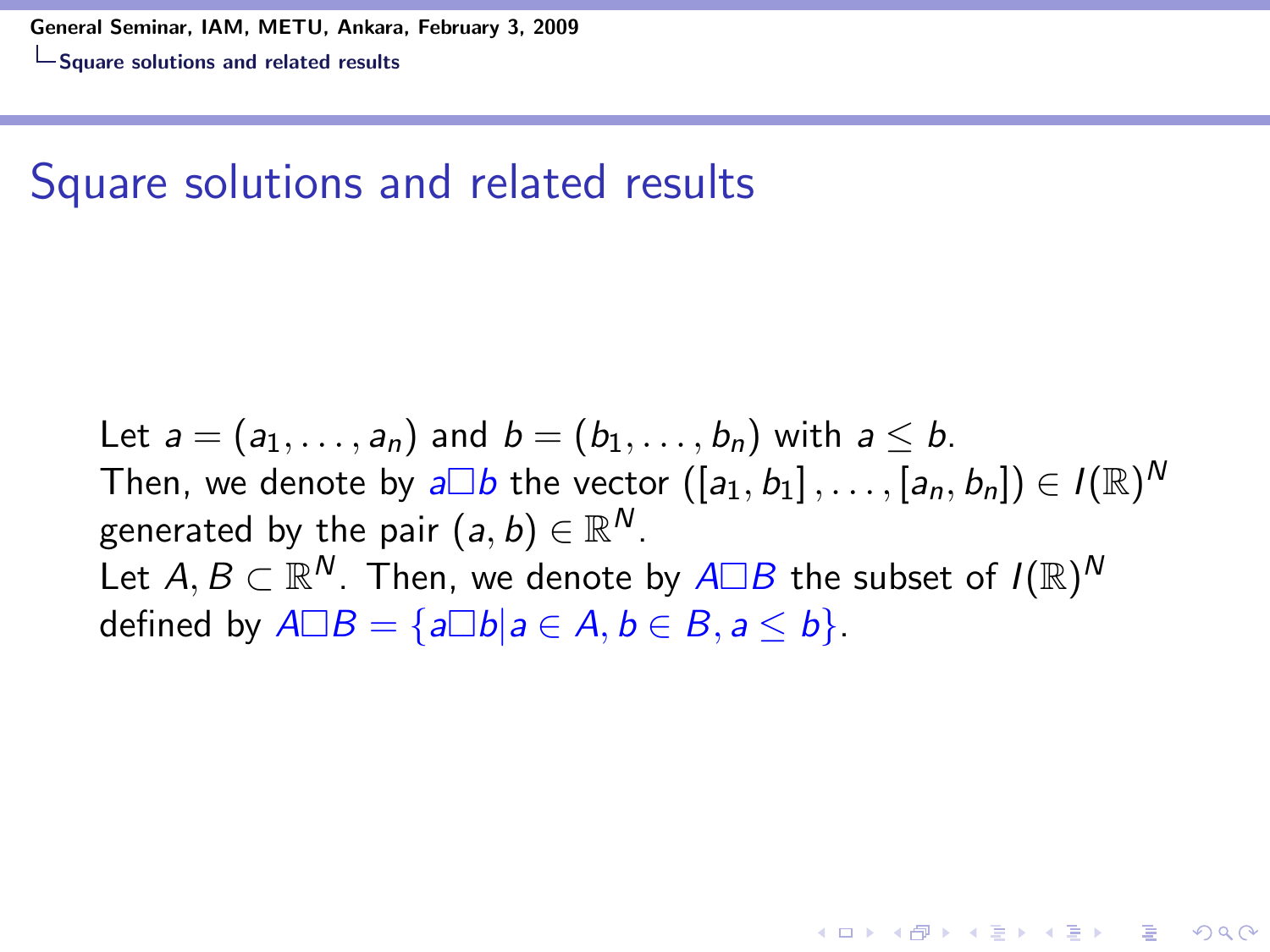# Square solutions and related results

Let $a = (a_1, \ldots, a_n)$ and $b = (b_1, \ldots, b_n)$ with $a \leq b$.
Then, we denote by $a \square b$ the vector $([a_1, b_1], \ldots, [a_n, b_n]) \in I(\mathbb{R})^N$ generated by the pair $(a, b) \in \mathbb{R}^N$.
Let $A, B \subset \mathbb{R}^N$. Then, we denote by $A \square B$ the subset of $I(\mathbb{R})^N$ defined by $A \square B = \{a \square b | a \in A, b \in B, a \leq b\}$.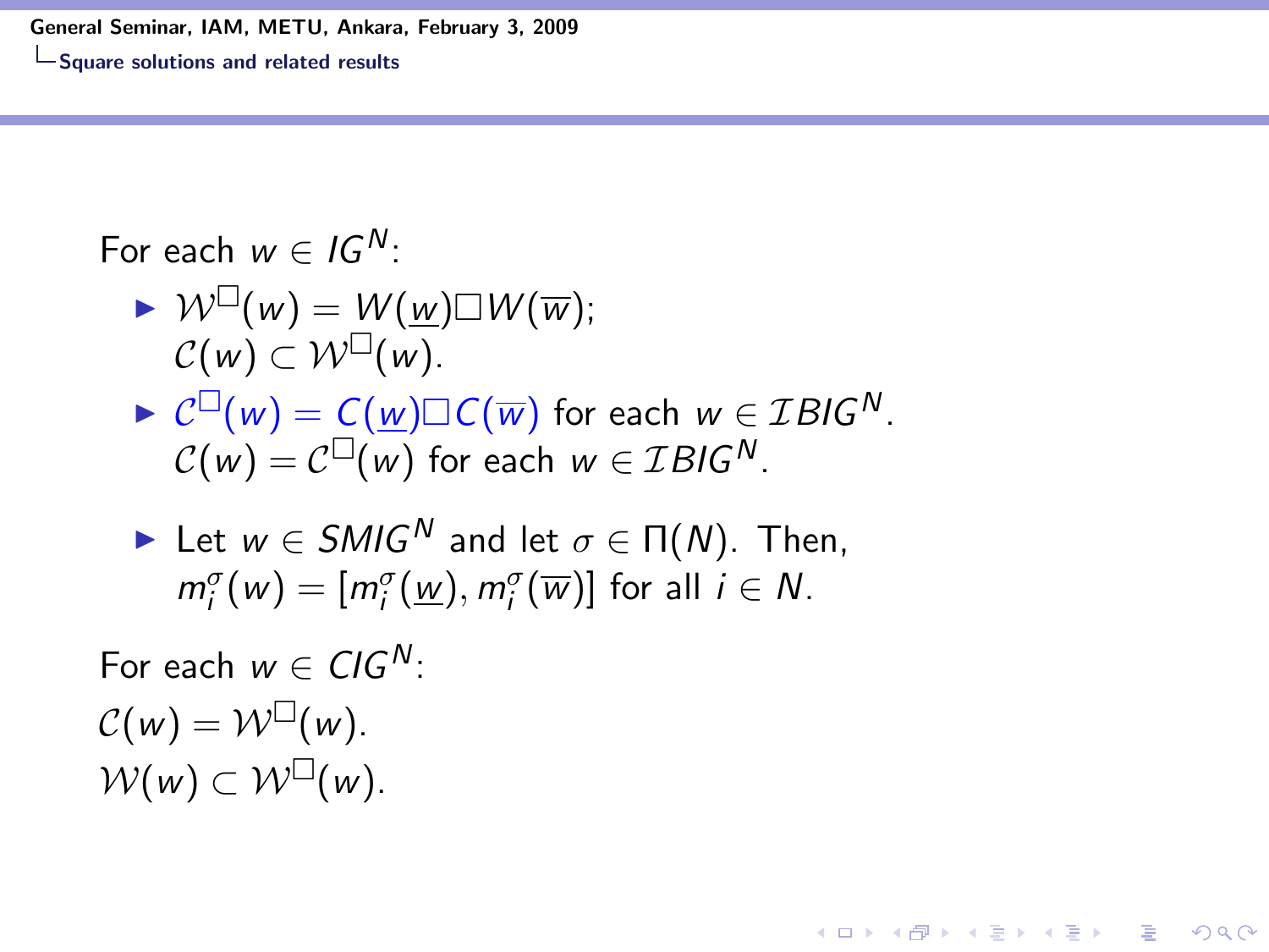For each $w \in IG^N$:

- $\mathcal{W}^{\square}(w) = W(\underline{w})\square W(\overline{w})$;
  $\mathcal{C}(w) \subset \mathcal{W}^{\square}(w)$.
- $\mathcal{C}^{\square}(w) = C(\underline{w})\square C(\overline{w})$ for each $w \in \mathcal{I}BIG^N$.
  $\mathcal{C}(w) = \mathcal{C}^{\square}(w)$ for each $w \in \mathcal{I}BIG^N$.
- Let $w \in SMIG^N$ and let $\sigma \in \Pi(N)$. Then,
  $m_i^{\sigma}(w) = [m_i^{\sigma}(\underline{w}), m_i^{\sigma}(\overline{w})]$ for all $i \in N$.

For each $w \in CIG^N$:

$\mathcal{C}(w) = \mathcal{W}^{\square}(w)$.

$\mathcal{W}(w) \subset \mathcal{W}^{\square}(w)$.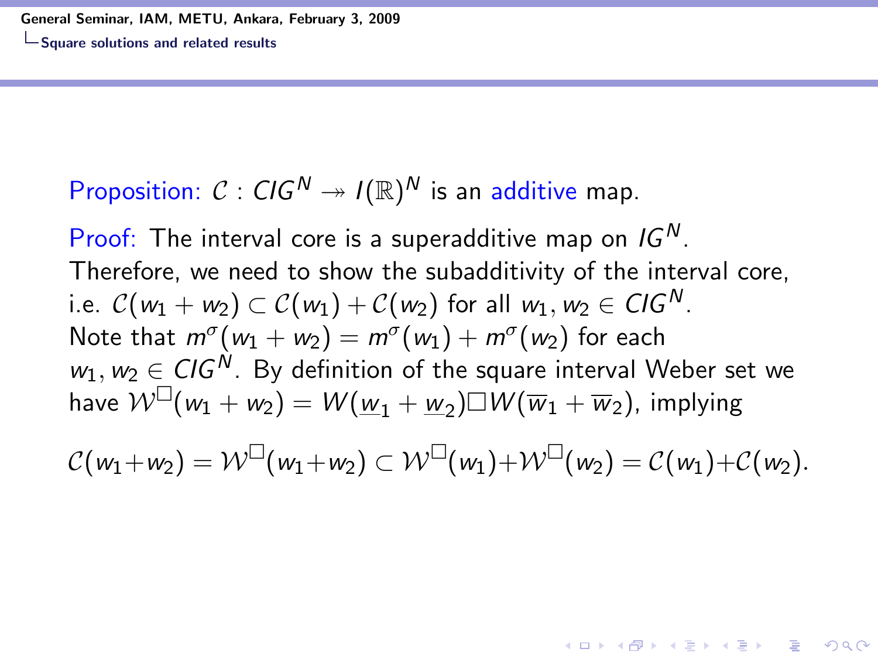Proposition: $\mathcal{C} : CIG^N \twoheadrightarrow I(\mathbb{R})^N$ is an additive map.

Proof: The interval core is a superadditive map on $IG^N$. Therefore, we need to show the subadditivity of the interval core, i.e. $\mathcal{C}(w_1 + w_2) \subset \mathcal{C}(w_1) + \mathcal{C}(w_2)$ for all $w_1, w_2 \in CIG^N$. Note that $m^\sigma(w_1 + w_2) = m^\sigma(w_1) + m^\sigma(w_2)$ for each $w_1, w_2 \in CIG^N$. By definition of the square interval Weber set we have $\mathcal{W}^\square(w_1 + w_2) = W(\underline{w}_1 + \underline{w}_2) \square W(\overline{w}_1 + \overline{w}_2)$, implying

$$\mathcal{C}(w_1 + w_2) = \mathcal{W}^\square(w_1 + w_2) \subset \mathcal{W}^\square(w_1) + \mathcal{W}^\square(w_2) = \mathcal{C}(w_1) + \mathcal{C}(w_2).$$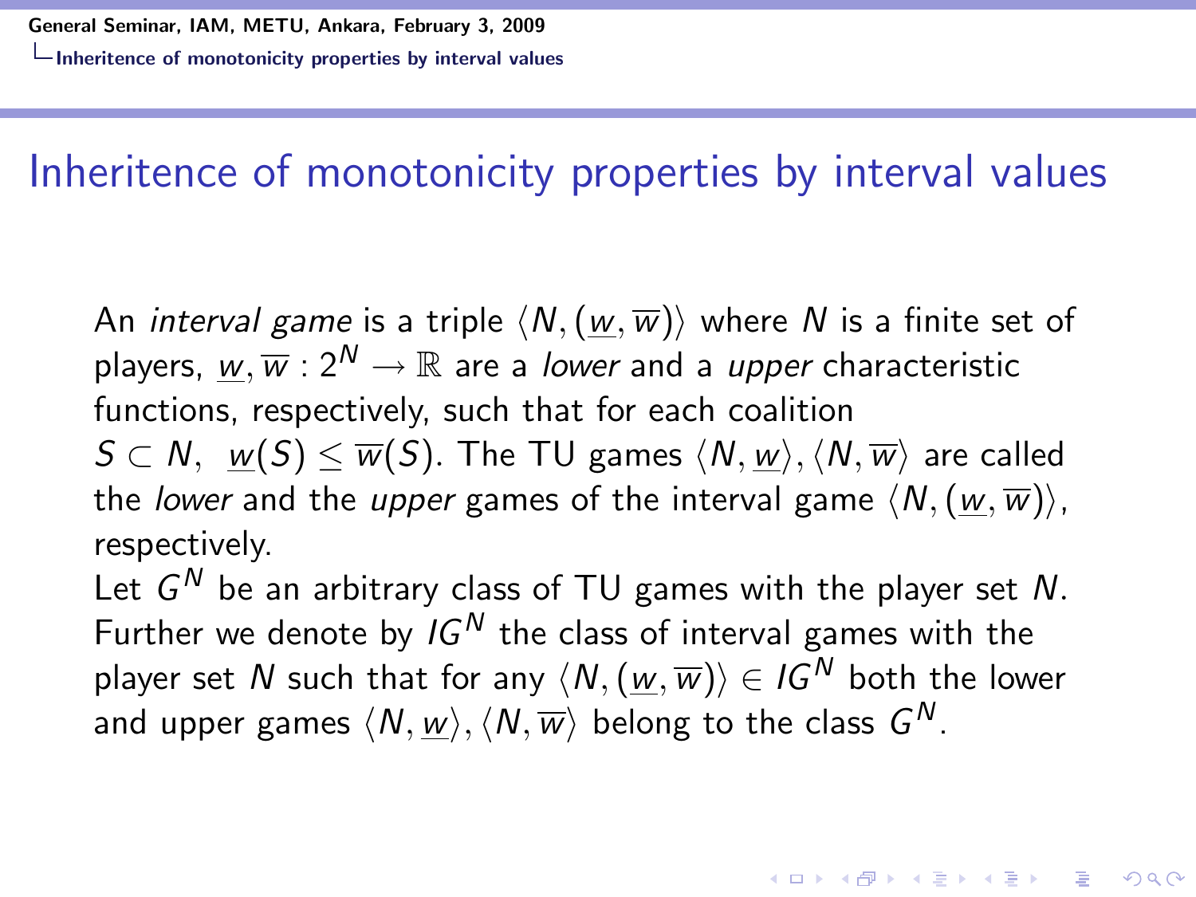# Inheritence of monotonicity properties by interval values

An *interval game* is a triple $\langle N, (\underline{w}, \overline{w})\rangle$ where $N$ is a finite set of players, $\underline{w}, \overline{w} : 2^N \rightarrow \mathbb{R}$ are a *lower* and a *upper* characteristic functions, respectively, such that for each coalition $S \subset N$, $\underline{w}(S) \leq \overline{w}(S)$. The TU games $\langle N, \underline{w}\rangle, \langle N, \overline{w}\rangle$ are called the *lower* and the *upper* games of the interval game $\langle N, (\underline{w}, \overline{w})\rangle$, respectively.

Let $G^N$ be an arbitrary class of TU games with the player set $N$. Further we denote by $IG^N$ the class of interval games with the player set $N$ such that for any $\langle N, (\underline{w}, \overline{w})\rangle \in IG^N$ both the lower and upper games $\langle N, \underline{w}\rangle, \langle N, \overline{w}\rangle$ belong to the class $G^N$.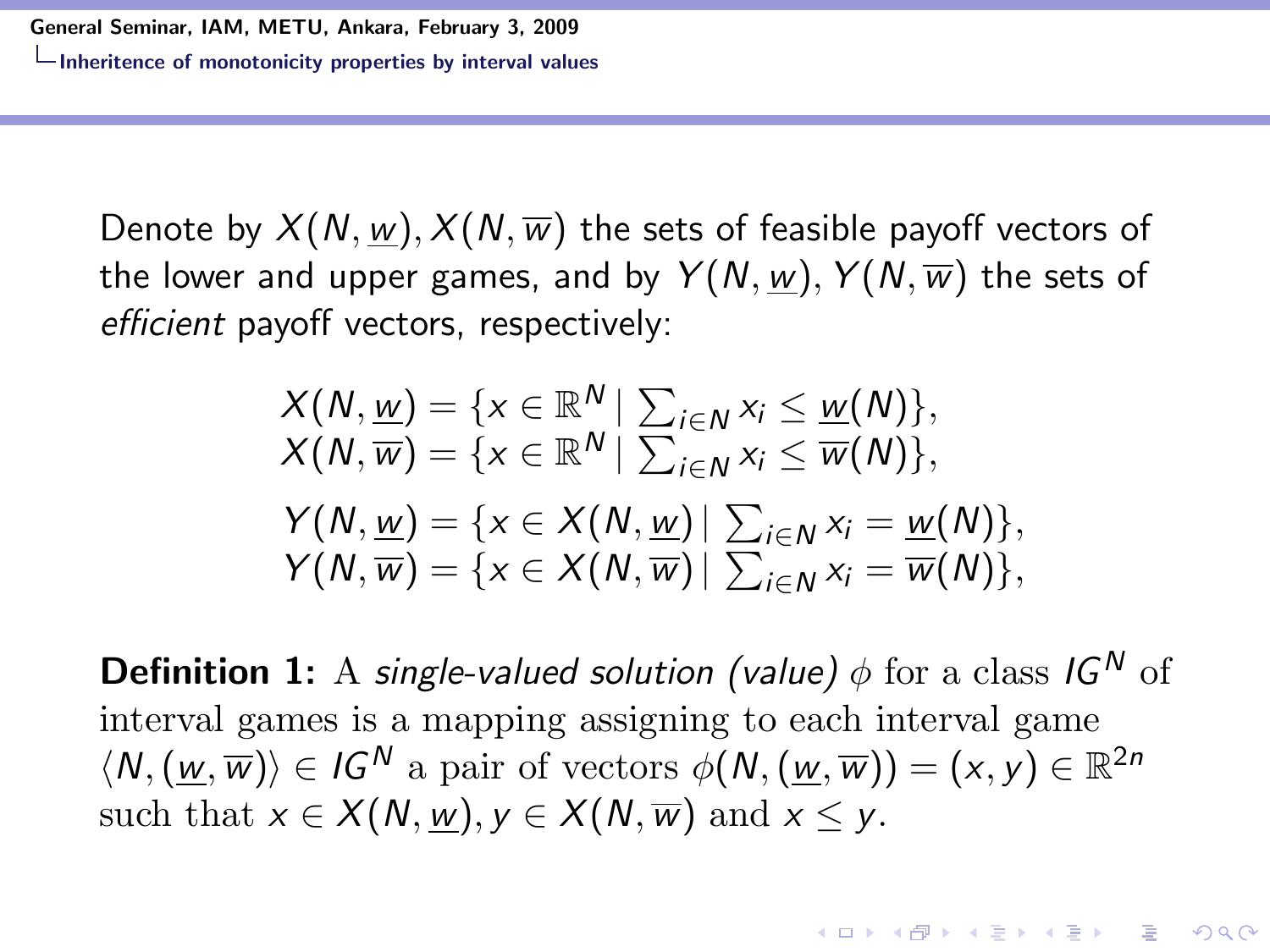Denote by $X(N, \underline{w}), X(N, \overline{w})$ the sets of feasible payoff vectors of the lower and upper games, and by $Y(N, \underline{w}), Y(N, \overline{w})$ the sets of *efficient* payoff vectors, respectively:

$$X(N, \underline{w}) = \{x \in \mathbb{R}^N \mid \sum_{i \in N} x_i \leq \underline{w}(N)\},$$
$$X(N, \overline{w}) = \{x \in \mathbb{R}^N \mid \sum_{i \in N} x_i \leq \overline{w}(N)\},$$

$$Y(N, \underline{w}) = \{x \in X(N, \underline{w}) \mid \sum_{i \in N} x_i = \underline{w}(N)\},$$
$$Y(N, \overline{w}) = \{x \in X(N, \overline{w}) \mid \sum_{i \in N} x_i = \overline{w}(N)\},$$

**Definition 1:** A *single-valued solution (value)* $\phi$ for a class $IG^N$ of interval games is a mapping assigning to each interval game $\langle N, (\underline{w}, \overline{w}) \rangle \in IG^N$ a pair of vectors $\phi(N, (\underline{w}, \overline{w})) = (x, y) \in \mathbb{R}^{2n}$ such that $x \in X(N, \underline{w}), y \in X(N, \overline{w})$ and $x \leq y$.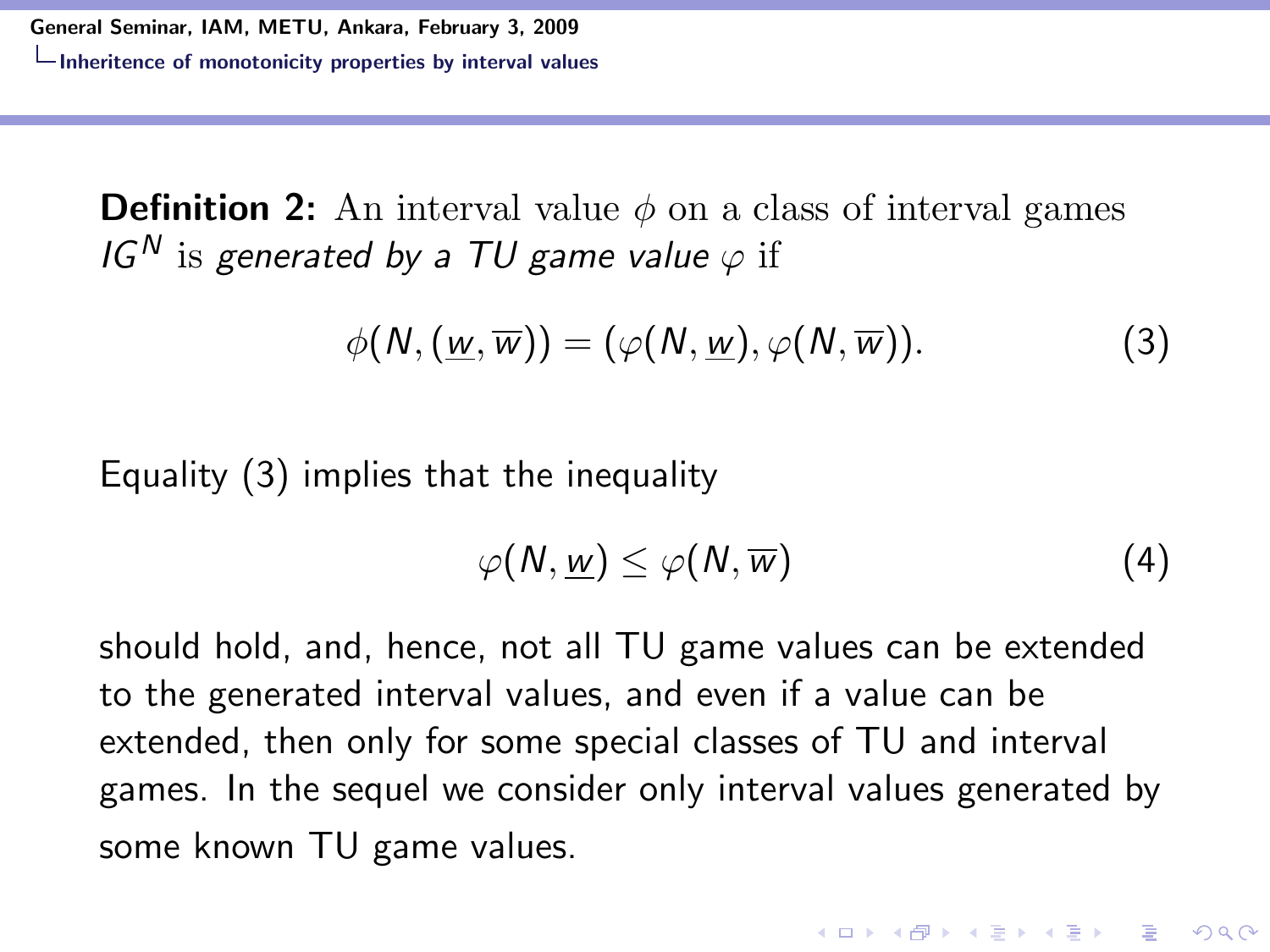**Definition 2:** An interval value $\phi$ on a class of interval games $IG^N$ is *generated by a TU game value* $\varphi$ if

$$\phi(N, (\underline{w}, \overline{w})) = (\varphi(N, \underline{w}), \varphi(N, \overline{w})). \tag{3}$$

Equality (3) implies that the inequality

$$\varphi(N, \underline{w}) \leq \varphi(N, \overline{w}) \tag{4}$$

should hold, and, hence, not all TU game values can be extended to the generated interval values, and even if a value can be extended, then only for some special classes of TU and interval games. In the sequel we consider only interval values generated by some known TU game values.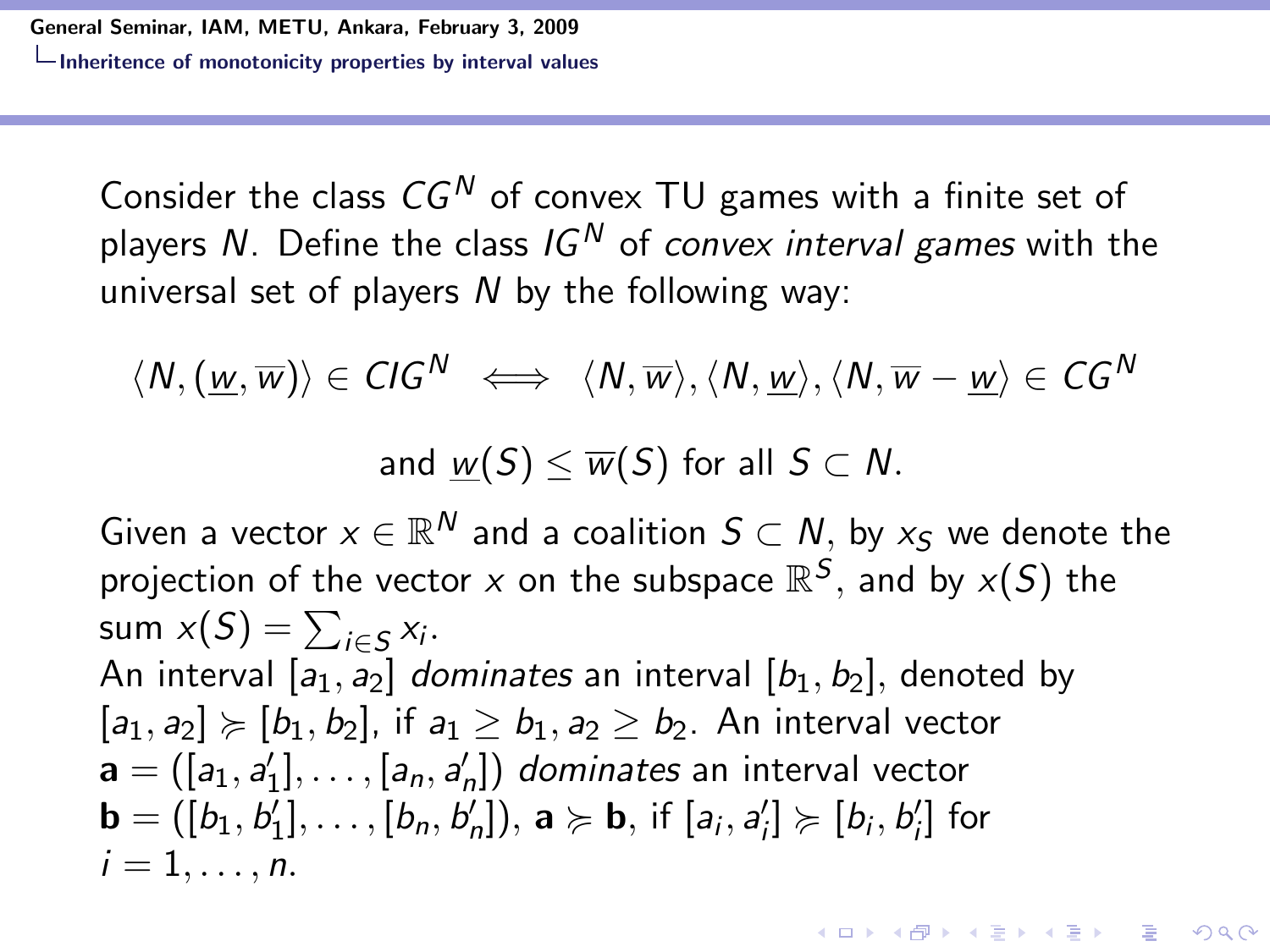Consider the class $CG^N$ of convex TU games with a finite set of players $N$. Define the class $IG^N$ of *convex interval games* with the universal set of players $N$ by the following way:

$$\langle N, (\underline{w}, \overline{w}) \rangle \in CIG^N \iff \langle N, \overline{w} \rangle, \langle N, \underline{w} \rangle, \langle N, \overline{w} - \underline{w} \rangle \in CG^N$$

$$\text{and } \underline{w}(S) \leq \overline{w}(S) \text{ for all } S \subset N.$$

Given a vector $x \in \mathbb{R}^N$ and a coalition $S \subset N$, by $x_S$ we denote the projection of the vector $x$ on the subspace $\mathbb{R}^S$, and by $x(S)$ the sum $x(S) = \sum_{i \in S} x_i$.

An interval $[a_1, a_2]$ *dominates* an interval $[b_1, b_2]$, denoted by $[a_1, a_2] \succcurlyeq [b_1, b_2]$, if $a_1 \geq b_1, a_2 \geq b_2$. An interval vector $\mathbf{a} = ([a_1, a_1'], \ldots, [a_n, a_n'])$ *dominates* an interval vector $\mathbf{b} = ([b_1, b_1'], \ldots, [b_n, b_n'])$, $\mathbf{a} \succcurlyeq \mathbf{b}$, if $[a_i, a_i'] \succcurlyeq [b_i, b_i']$ for $i = 1, \ldots, n$.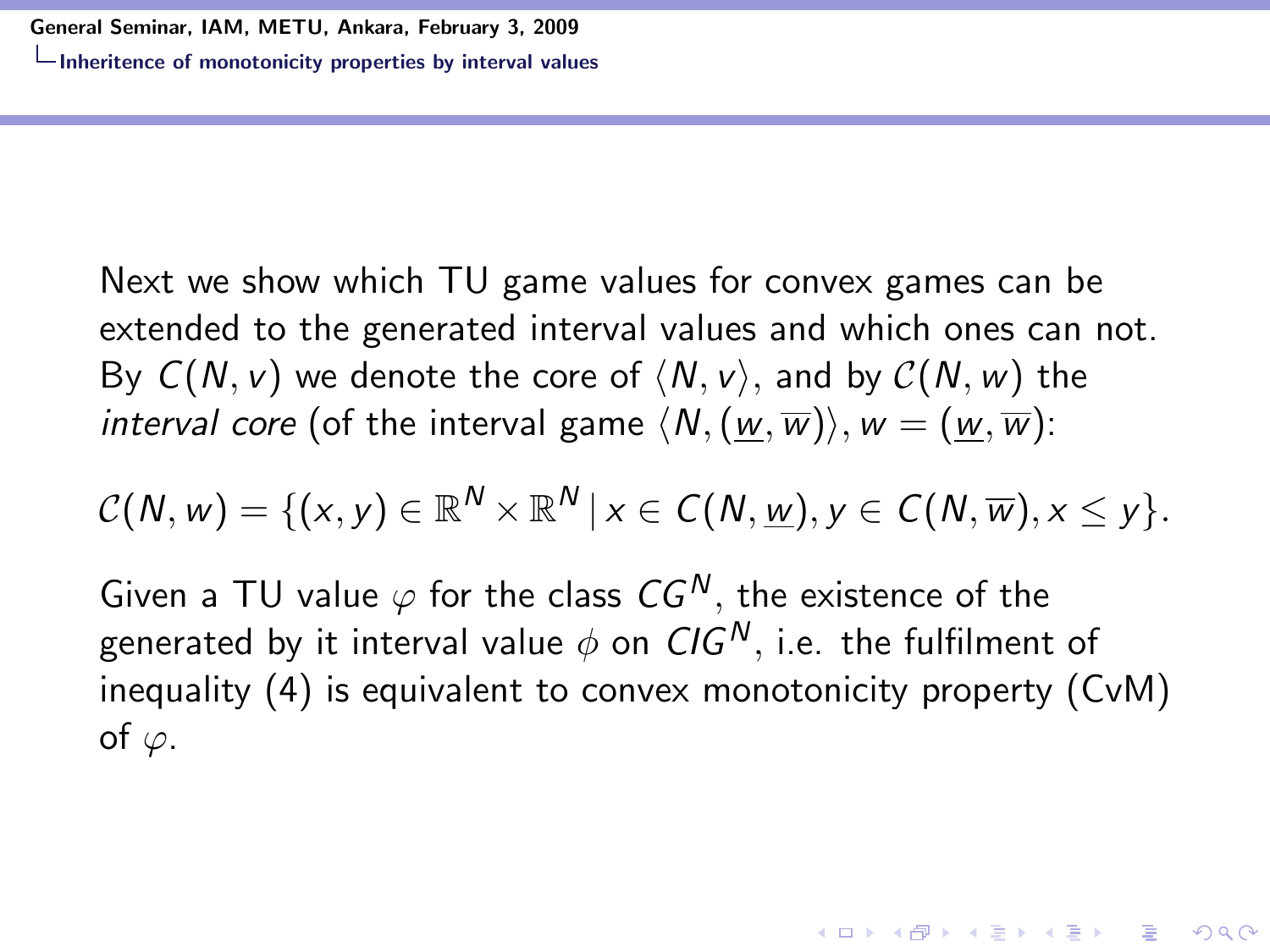Next we show which TU game values for convex games can be extended to the generated interval values and which ones can not. By $C(N, v)$ we denote the core of $\langle N, v\rangle$, and by $\mathcal{C}(N, w)$ the *interval core* (of the interval game $\langle N, (\underline{w}, \overline{w})\rangle$, $w = (\underline{w}, \overline{w})$:

$$\mathcal{C}(N, w) = \{(x, y) \in \mathbb{R}^N \times \mathbb{R}^N \,|\, x \in C(N, \underline{w}), y \in C(N, \overline{w}), x \leq y\}.$$

Given a TU value $\varphi$ for the class $CG^N$, the existence of the generated by it interval value $\phi$ on $CIG^N$, i.e. the fulfilment of inequality (4) is equivalent to convex monotonicity property (CvM) of $\varphi$.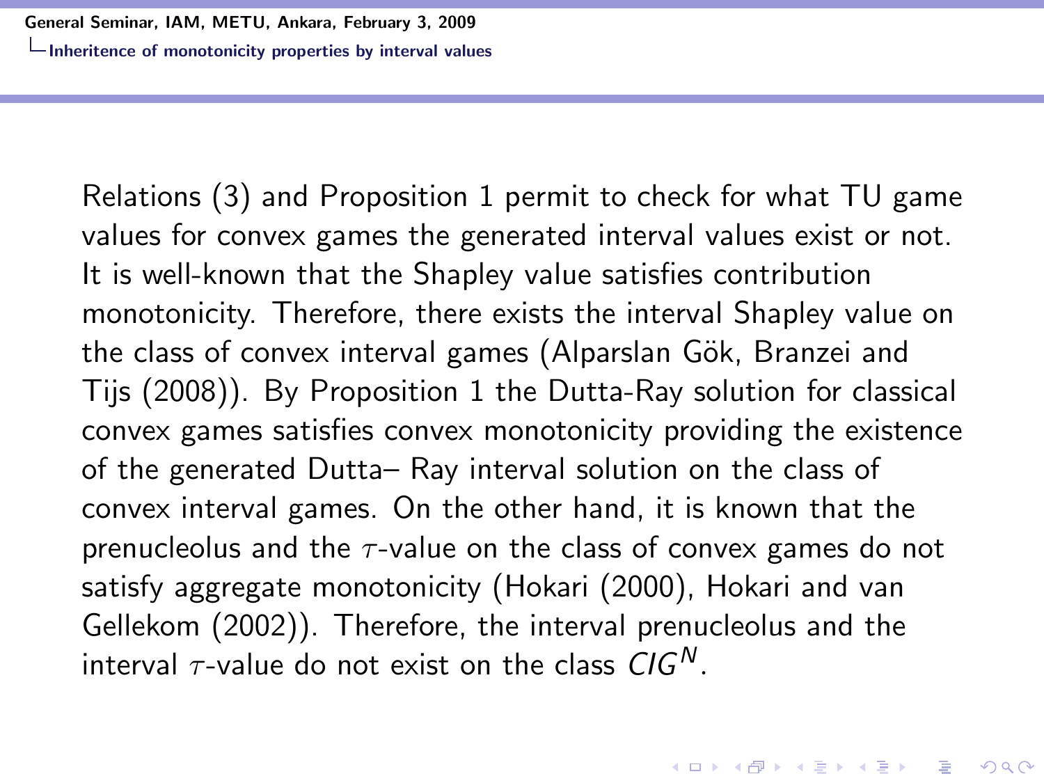Relations (3) and Proposition 1 permit to check for what TU game values for convex games the generated interval values exist or not. It is well-known that the Shapley value satisfies contribution monotonicity. Therefore, there exists the interval Shapley value on the class of convex interval games (Alparslan Gök, Branzei and Tijs (2008)). By Proposition 1 the Dutta-Ray solution for classical convex games satisfies convex monotonicity providing the existence of the generated Dutta– Ray interval solution on the class of convex interval games. On the other hand, it is known that the prenucleolus and the $\tau$-value on the class of convex games do not satisfy aggregate monotonicity (Hokari (2000), Hokari and van Gellekom (2002)). Therefore, the interval prenucleolus and the interval $\tau$-value do not exist on the class $CIG^N$.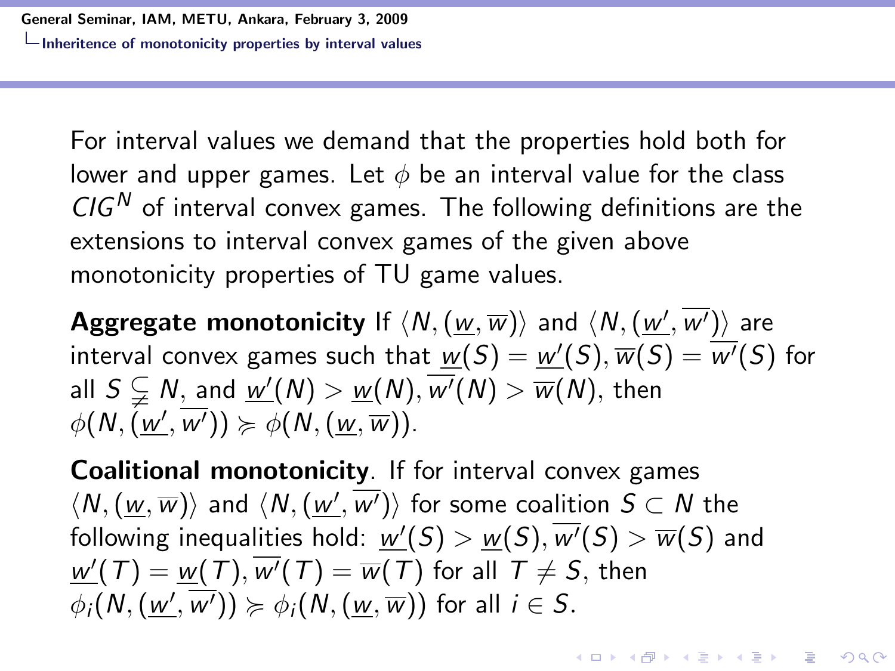For interval values we demand that the properties hold both for lower and upper games. Let $\phi$ be an interval value for the class $CIG^N$ of interval convex games. The following definitions are the extensions to interval convex games of the given above monotonicity properties of TU game values.

**Aggregate monotonicity** If $\langle N, (\underline{w}, \overline{w})\rangle$ and $\langle N, (\underline{w'}, \overline{w'})\rangle$ are interval convex games such that $\underline{w}(S) = \underline{w'}(S), \overline{w}(S) = \overline{w'}(S)$ for all $S \subsetneq N$, and $\underline{w'}(N) > \underline{w}(N), \overline{w'}(N) > \overline{w}(N)$, then $\phi(N, (\underline{w'}, \overline{w'})) \succcurlyeq \phi(N, (\underline{w}, \overline{w}))$.

**Coalitional monotonicity**. If for interval convex games $\langle N, (\underline{w}, \overline{w})\rangle$ and $\langle N, (\underline{w'}, \overline{w'})\rangle$ for some coalition $S \subset N$ the following inequalities hold: $\underline{w'}(S) > \underline{w}(S), \overline{w'}(S) > \overline{w}(S)$ and $\underline{w'}(T) = \underline{w}(T), \overline{w'}(T) = \overline{w}(T)$ for all $T \neq S$, then $\phi_i(N, (\underline{w'}, \overline{w'})) \succcurlyeq \phi_i(N, (\underline{w}, \overline{w}))$ for all $i \in S$.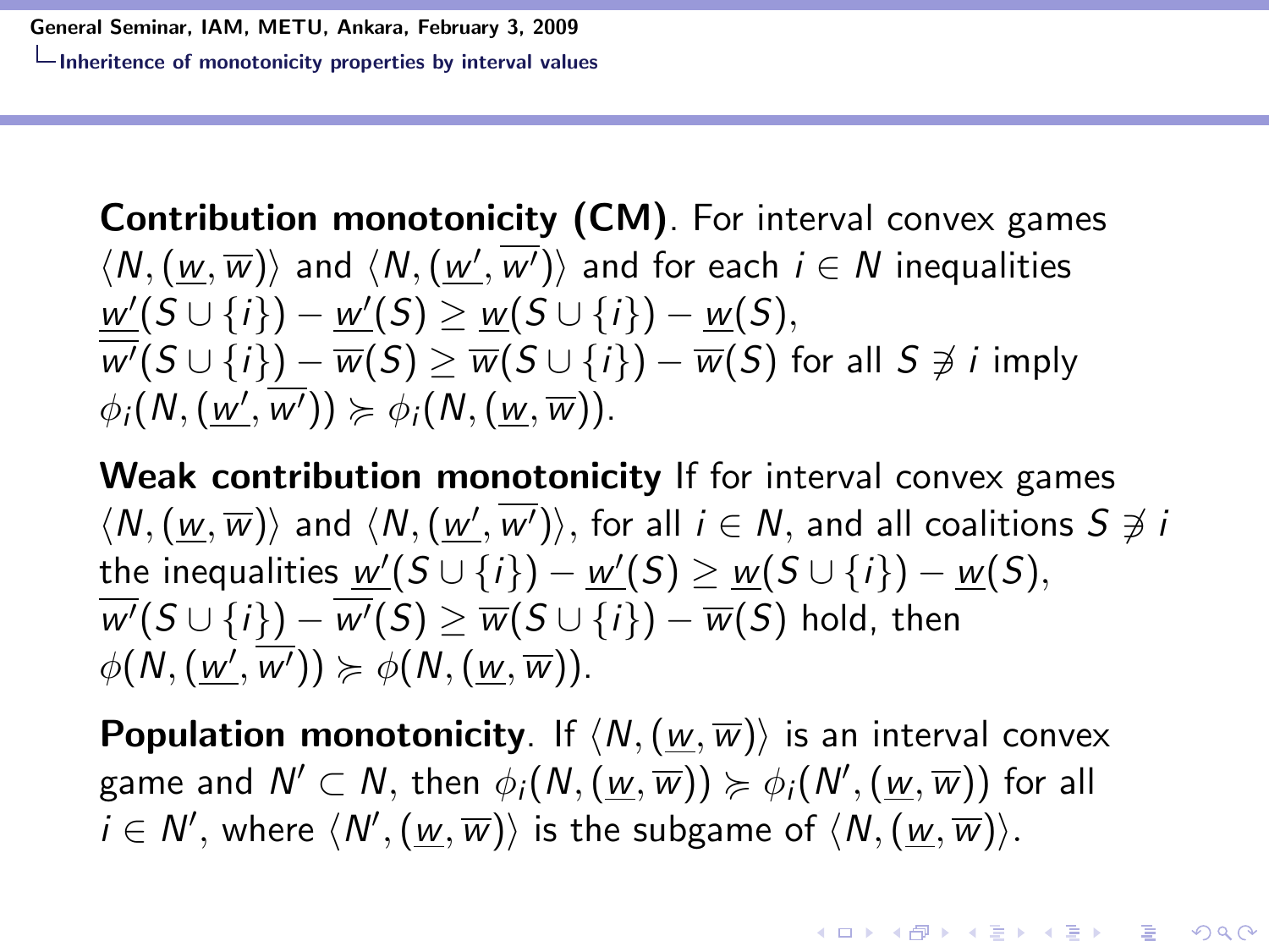**Contribution monotonicity (CM)**. For interval convex games $\langle N, (\underline{w}, \overline{w})\rangle$ and $\langle N, (\underline{w'}, \overline{w'})\rangle$ and for each $i \in N$ inequalities $\underline{w'}(S \cup \{i\}) - \underline{w'}(S) \geq \underline{w}(S \cup \{i\}) - \underline{w}(S)$, $\overline{w'}(S \cup \{i\}) - \overline{w}(S) \geq \overline{w}(S \cup \{i\}) - \overline{w}(S)$ for all $S \not\ni i$ imply $\phi_i(N, (\underline{w'}, \overline{w'})) \succcurlyeq \phi_i(N, (\underline{w}, \overline{w}))$.

**Weak contribution monotonicity** If for interval convex games $\langle N, (\underline{w}, \overline{w})\rangle$ and $\langle N, (\underline{w'}, \overline{w'})\rangle$, for all $i \in N$, and all coalitions $S \not\ni i$ the inequalities $\underline{w'}(S \cup \{i\}) - \underline{w'}(S) \geq \underline{w}(S \cup \{i\}) - \underline{w}(S)$, $\overline{w'}(S \cup \{i\}) - \overline{w'}(S) \geq \overline{w}(S \cup \{i\}) - \overline{w}(S)$ hold, then $\phi(N, (\underline{w'}, \overline{w'})) \succcurlyeq \phi(N, (\underline{w}, \overline{w}))$.

**Population monotonicity**. If $\langle N, (\underline{w}, \overline{w})\rangle$ is an interval convex game and $N' \subset N$, then $\phi_i(N, (\underline{w}, \overline{w})) \succcurlyeq \phi_i(N', (\underline{w}, \overline{w}))$ for all $i \in N'$, where $\langle N', (\underline{w}, \overline{w})\rangle$ is the subgame of $\langle N, (\underline{w}, \overline{w})\rangle$.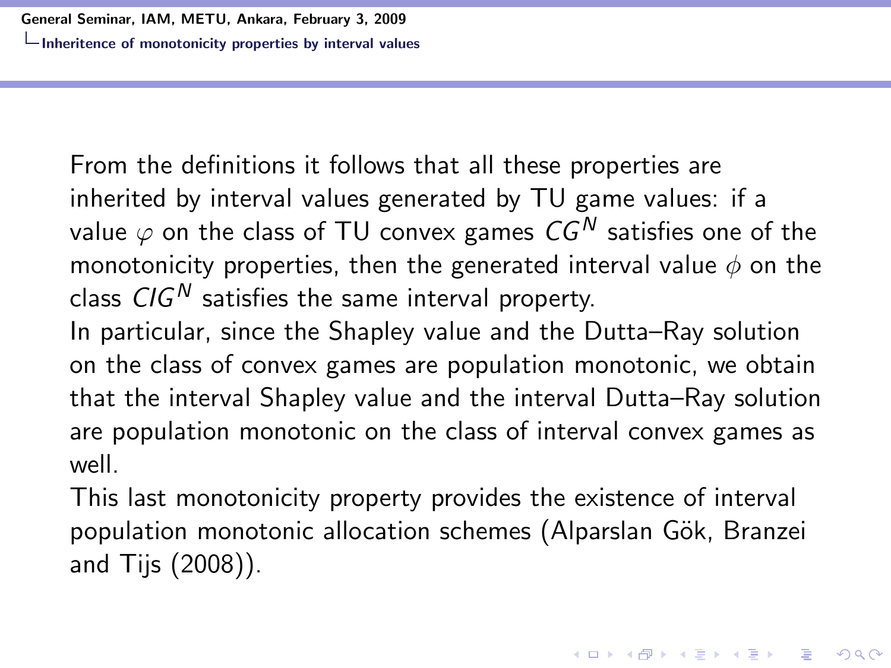From the definitions it follows that all these properties are inherited by interval values generated by TU game values: if a value $\varphi$ on the class of TU convex games $CG^N$ satisfies one of the monotonicity properties, then the generated interval value $\phi$ on the class $CIG^N$ satisfies the same interval property.
In particular, since the Shapley value and the Dutta–Ray solution on the class of convex games are population monotonic, we obtain that the interval Shapley value and the interval Dutta–Ray solution are population monotonic on the class of interval convex games as well.
This last monotonicity property provides the existence of interval population monotonic allocation schemes (Alparslan Gök, Branzei and Tijs (2008)).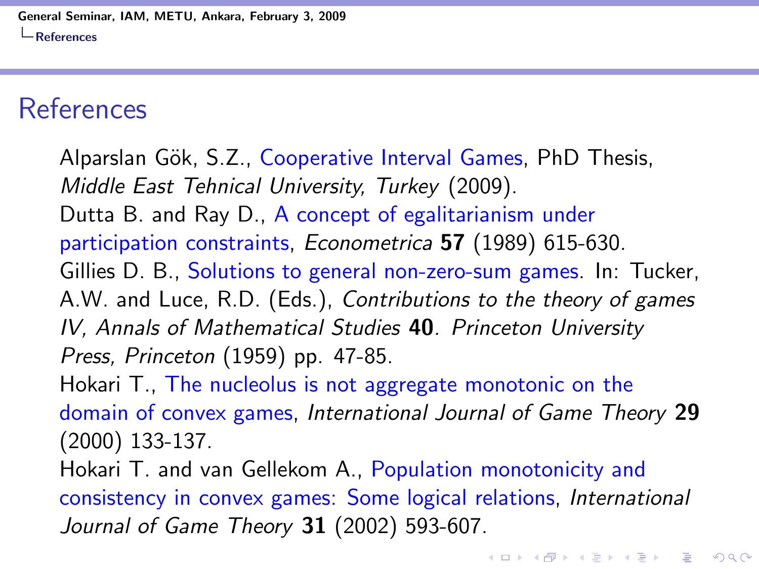# References

Alparslan Gök, S.Z., Cooperative Interval Games, PhD Thesis, *Middle East Tehnical University, Turkey* (2009).

Dutta B. and Ray D., A concept of egalitarianism under participation constraints, *Econometrica* **57** (1989) 615-630.

Gillies D. B., Solutions to general non-zero-sum games. In: Tucker, A.W. and Luce, R.D. (Eds.), *Contributions to the theory of games IV, Annals of Mathematical Studies* **40**. *Princeton University Press, Princeton* (1959) pp. 47-85.

Hokari T., The nucleolus is not aggregate monotonic on the domain of convex games, *International Journal of Game Theory* **29** (2000) 133-137.

Hokari T. and van Gellekom A., Population monotonicity and consistency in convex games: Some logical relations, *International Journal of Game Theory* **31** (2002) 593-607.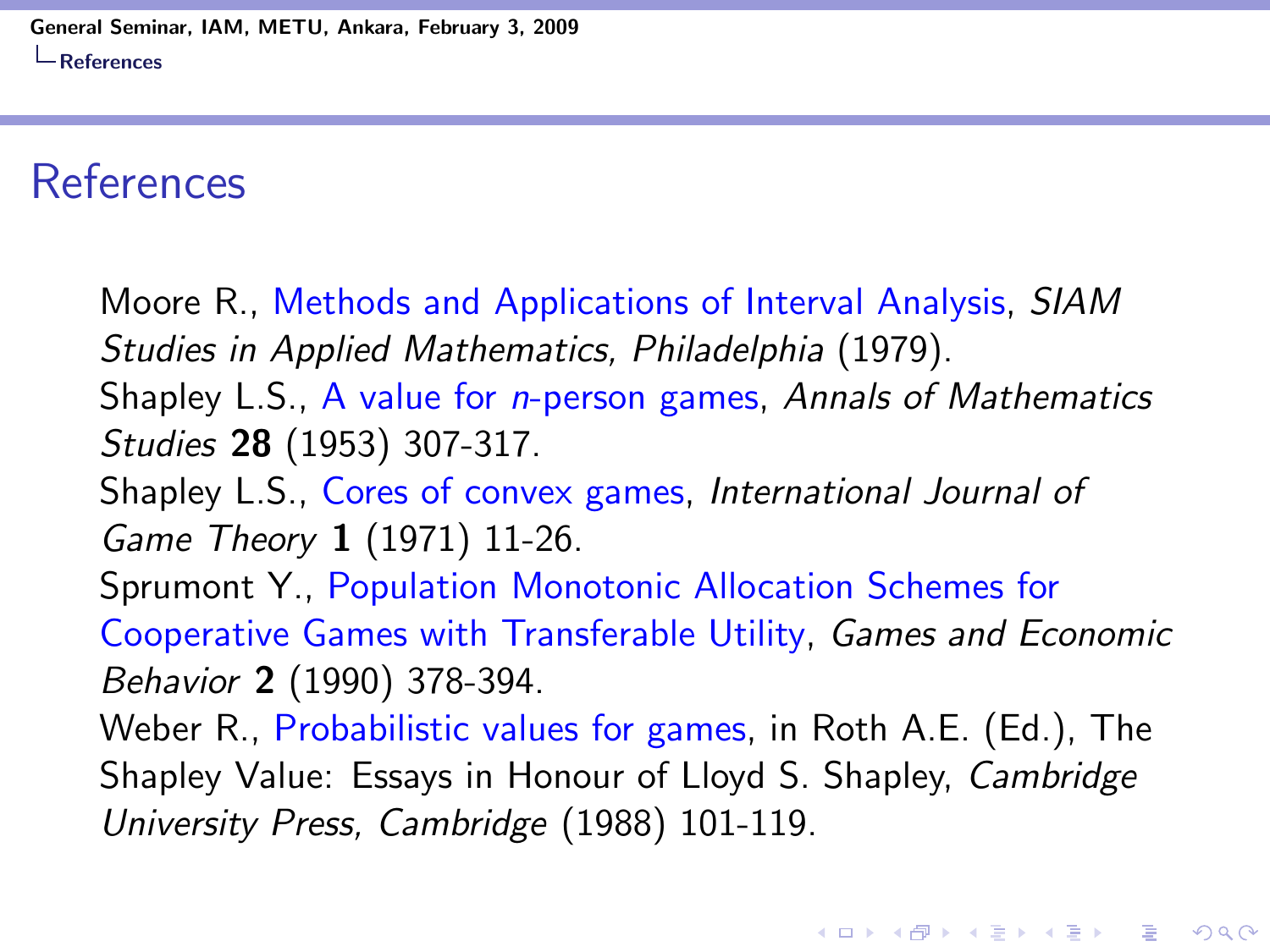# References

Moore R., Methods and Applications of Interval Analysis, *SIAM Studies in Applied Mathematics, Philadelphia* (1979).

Shapley L.S., A value for $n$-person games, *Annals of Mathematics Studies* **28** (1953) 307-317.

Shapley L.S., Cores of convex games, *International Journal of Game Theory* **1** (1971) 11-26.

Sprumont Y., Population Monotonic Allocation Schemes for Cooperative Games with Transferable Utility, *Games and Economic Behavior* **2** (1990) 378-394.

Weber R., Probabilistic values for games, in Roth A.E. (Ed.), The Shapley Value: Essays in Honour of Lloyd S. Shapley, *Cambridge University Press, Cambridge* (1988) 101-119.